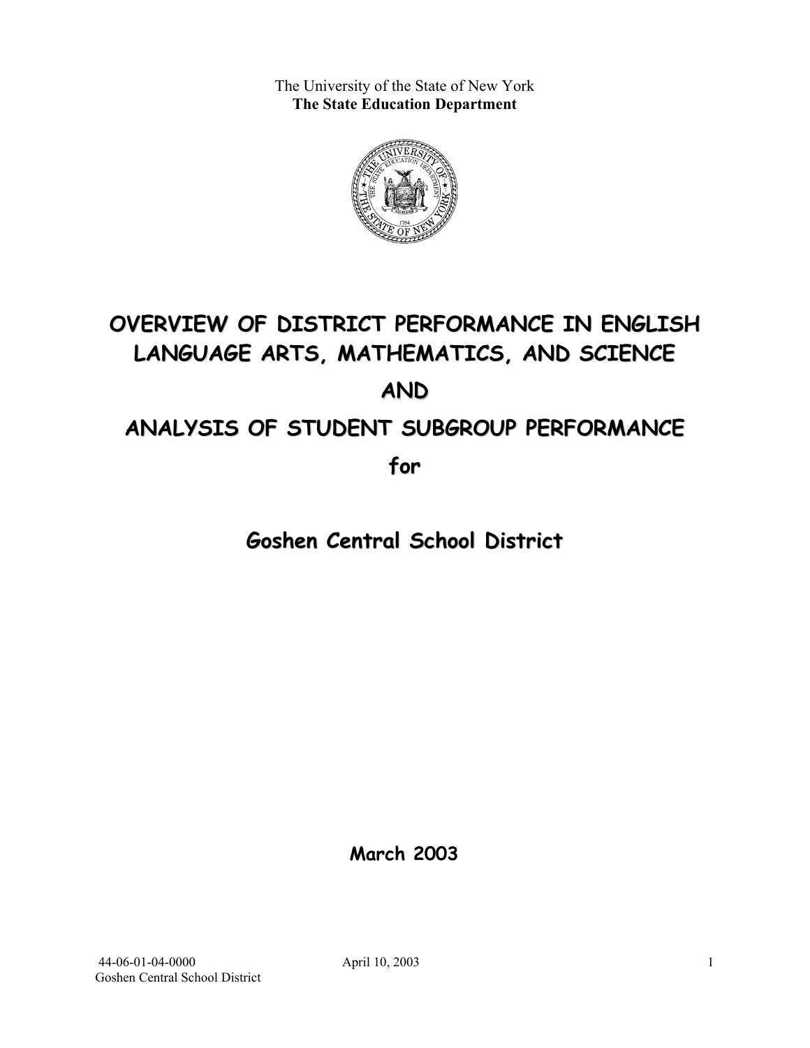The University of the State of New York
**The State Education Department**

# OVERVIEW OF DISTRICT PERFORMANCE IN ENGLISH LANGUAGE ARTS, MATHEMATICS, AND SCIENCE

# AND

# ANALYSIS OF STUDENT SUBGROUP PERFORMANCE

# for

## Goshen Central School District

**March 2003**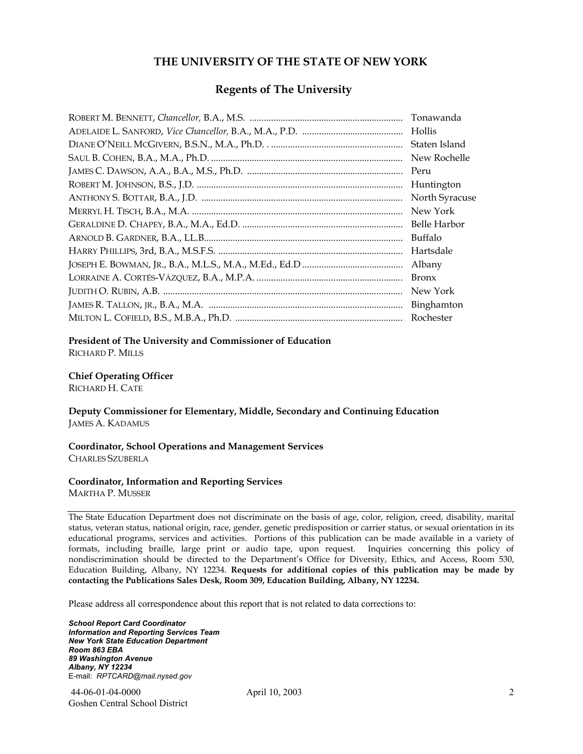# THE UNIVERSITY OF THE STATE OF NEW YORK

## Regents of The University

| | |
|---|---|
| ROBERT M. BENNETT, *Chancellor,* B.A., M.S. | Tonawanda |
| ADELAIDE L. SANFORD, *Vice Chancellor,* B.A., M.A., P.D. | Hollis |
| DIANE O'NEILL MCGIVERN, B.S.N., M.A., Ph.D. | Staten Island |
| SAUL B. COHEN, B.A., M.A., Ph.D. | New Rochelle |
| JAMES C. DAWSON, A.A., B.A., M.S., Ph.D. | Peru |
| ROBERT M. JOHNSON, B.S., J.D. | Huntington |
| ANTHONY S. BOTTAR, B.A., J.D. | North Syracuse |
| MERRYL H. TISCH, B.A., M.A. | New York |
| GERALDINE D. CHAPEY, B.A., M.A., Ed.D. | Belle Harbor |
| ARNOLD B. GARDNER, B.A., LL.B. | Buffalo |
| HARRY PHILLIPS, 3rd, B.A., M.S.F.S. | Hartsdale |
| JOSEPH E. BOWMAN, JR., B.A., M.L.S., M.A., M.Ed., Ed.D | Albany |
| LORRAINE A. CORTÉS-VÁZQUEZ, B.A., M.P.A. | Bronx |
| JUDITH O. RUBIN, A.B. | New York |
| JAMES R. TALLON, JR., B.A., M.A. | Binghamton |
| MILTON L. COFIELD, B.S., M.B.A., Ph.D. | Rochester |

**President of The University and Commissioner of Education**
RICHARD P. MILLS

**Chief Operating Officer**
RICHARD H. CATE

**Deputy Commissioner for Elementary, Middle, Secondary and Continuing Education**
JAMES A. KADAMUS

**Coordinator, School Operations and Management Services**
CHARLES SZUBERLA

**Coordinator, Information and Reporting Services**
MARTHA P. MUSSER

---

The State Education Department does not discriminate on the basis of age, color, religion, creed, disability, marital status, veteran status, national origin, race, gender, genetic predisposition or carrier status, or sexual orientation in its educational programs, services and activities. Portions of this publication can be made available in a variety of formats, including braille, large print or audio tape, upon request. Inquiries concerning this policy of nondiscrimination should be directed to the Department's Office for Diversity, Ethics, and Access, Room 530, Education Building, Albany, NY 12234. **Requests for additional copies of this publication may be made by contacting the Publications Sales Desk, Room 309, Education Building, Albany, NY 12234.**

Please address all correspondence about this report that is not related to data corrections to:

***School Report Card Coordinator***
***Information and Reporting Services Team***
***New York State Education Department***
***Room 863 EBA***
***89 Washington Avenue***
***Albany, NY 12234***
E-mail: *RPTCARD@mail.nysed.gov*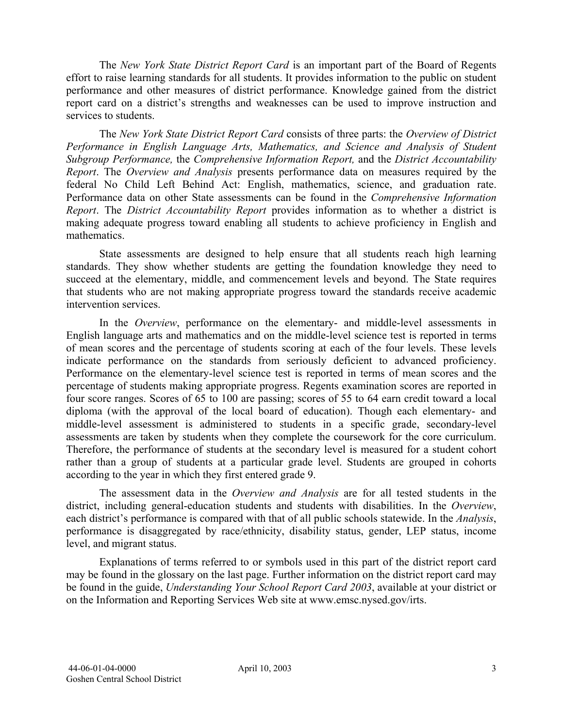The *New York State District Report Card* is an important part of the Board of Regents effort to raise learning standards for all students. It provides information to the public on student performance and other measures of district performance. Knowledge gained from the district report card on a district's strengths and weaknesses can be used to improve instruction and services to students.

The *New York State District Report Card* consists of three parts: the *Overview of District Performance in English Language Arts, Mathematics, and Science and Analysis of Student Subgroup Performance,* the *Comprehensive Information Report,* and the *District Accountability Report*. The *Overview and Analysis* presents performance data on measures required by the federal No Child Left Behind Act: English, mathematics, science, and graduation rate. Performance data on other State assessments can be found in the *Comprehensive Information Report*. The *District Accountability Report* provides information as to whether a district is making adequate progress toward enabling all students to achieve proficiency in English and mathematics.

State assessments are designed to help ensure that all students reach high learning standards. They show whether students are getting the foundation knowledge they need to succeed at the elementary, middle, and commencement levels and beyond. The State requires that students who are not making appropriate progress toward the standards receive academic intervention services.

In the *Overview*, performance on the elementary- and middle-level assessments in English language arts and mathematics and on the middle-level science test is reported in terms of mean scores and the percentage of students scoring at each of the four levels. These levels indicate performance on the standards from seriously deficient to advanced proficiency. Performance on the elementary-level science test is reported in terms of mean scores and the percentage of students making appropriate progress. Regents examination scores are reported in four score ranges. Scores of 65 to 100 are passing; scores of 55 to 64 earn credit toward a local diploma (with the approval of the local board of education). Though each elementary- and middle-level assessment is administered to students in a specific grade, secondary-level assessments are taken by students when they complete the coursework for the core curriculum. Therefore, the performance of students at the secondary level is measured for a student cohort rather than a group of students at a particular grade level. Students are grouped in cohorts according to the year in which they first entered grade 9.

The assessment data in the *Overview and Analysis* are for all tested students in the district, including general-education students and students with disabilities. In the *Overview*, each district's performance is compared with that of all public schools statewide. In the *Analysis*, performance is disaggregated by race/ethnicity, disability status, gender, LEP status, income level, and migrant status.

Explanations of terms referred to or symbols used in this part of the district report card may be found in the glossary on the last page. Further information on the district report card may be found in the guide, *Understanding Your School Report Card 2003*, available at your district or on the Information and Reporting Services Web site at www.emsc.nysed.gov/irts.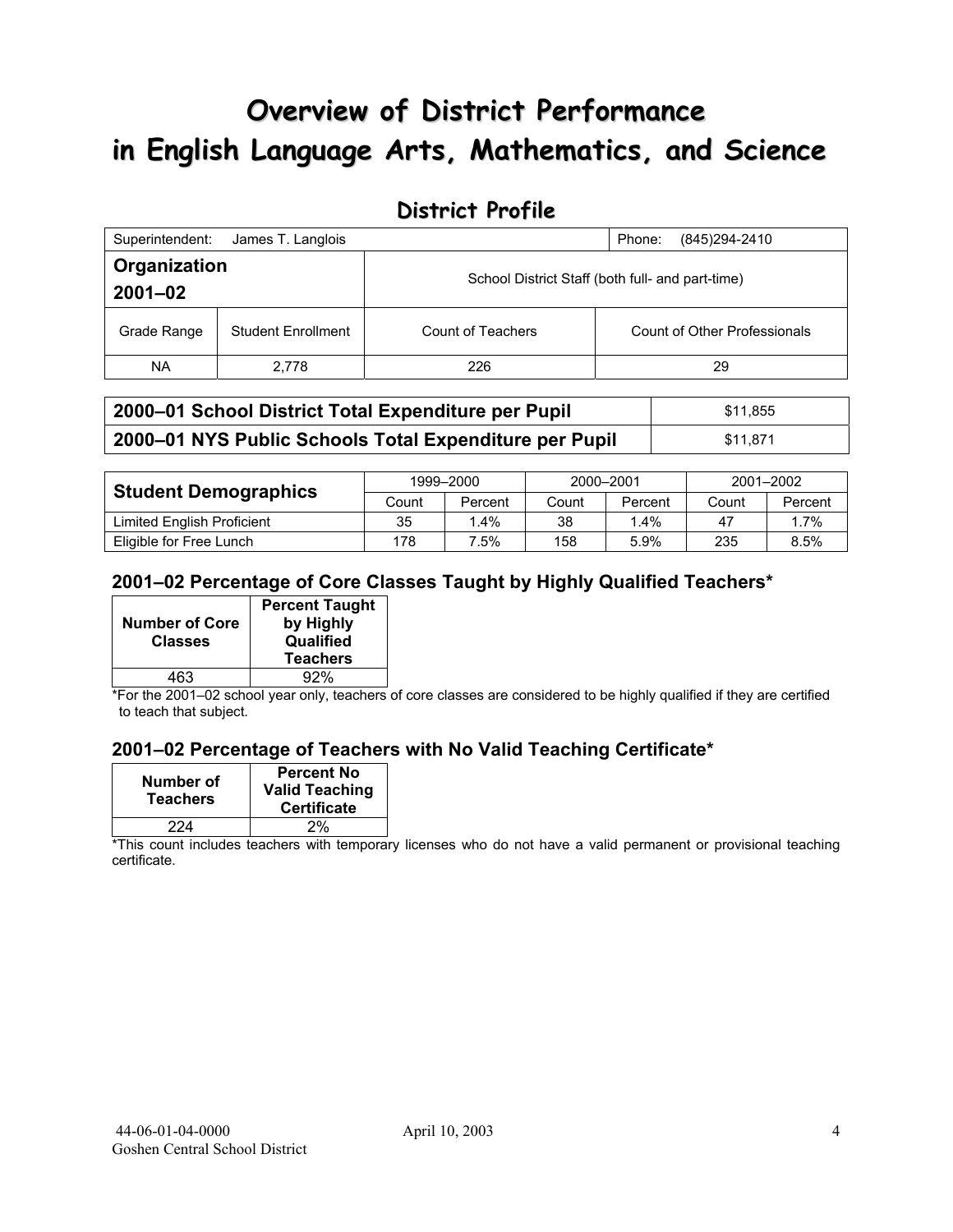# Overview of District Performance in English Language Arts, Mathematics, and Science

## District Profile

| Superintendent: James T. Langlois | | Phone: (845)294-2410 | |
|---|---|---|---|
| **Organization 2001–02** | | School District Staff (both full- and part-time) | |
| Grade Range | Student Enrollment | Count of Teachers | Count of Other Professionals |
| NA | 2,778 | 226 | 29 |

| | |
|---|---|
| **2000–01 School District Total Expenditure per Pupil** | $11,855 |
| **2000–01 NYS Public Schools Total Expenditure per Pupil** | $11,871 |

| **Student Demographics** | 1999–2000 | | 2000–2001 | | 2001–2002 | |
|---|---|---|---|---|---|---|
| | Count | Percent | Count | Percent | Count | Percent |
| Limited English Proficient | 35 | 1.4% | 38 | 1.4% | 47 | 1.7% |
| Eligible for Free Lunch | 178 | 7.5% | 158 | 5.9% | 235 | 8.5% |

### 2001–02 Percentage of Core Classes Taught by Highly Qualified Teachers*

| Number of Core Classes | Percent Taught by Highly Qualified Teachers |
|---|---|
| 463 | 92% |

*For the 2001–02 school year only, teachers of core classes are considered to be highly qualified if they are certified to teach that subject.

### 2001–02 Percentage of Teachers with No Valid Teaching Certificate*

| Number of Teachers | Percent No Valid Teaching Certificate |
|---|---|
| 224 | 2% |

*This count includes teachers with temporary licenses who do not have a valid permanent or provisional teaching certificate.

44-06-01-04-0000
Goshen Central School District

April 10, 2003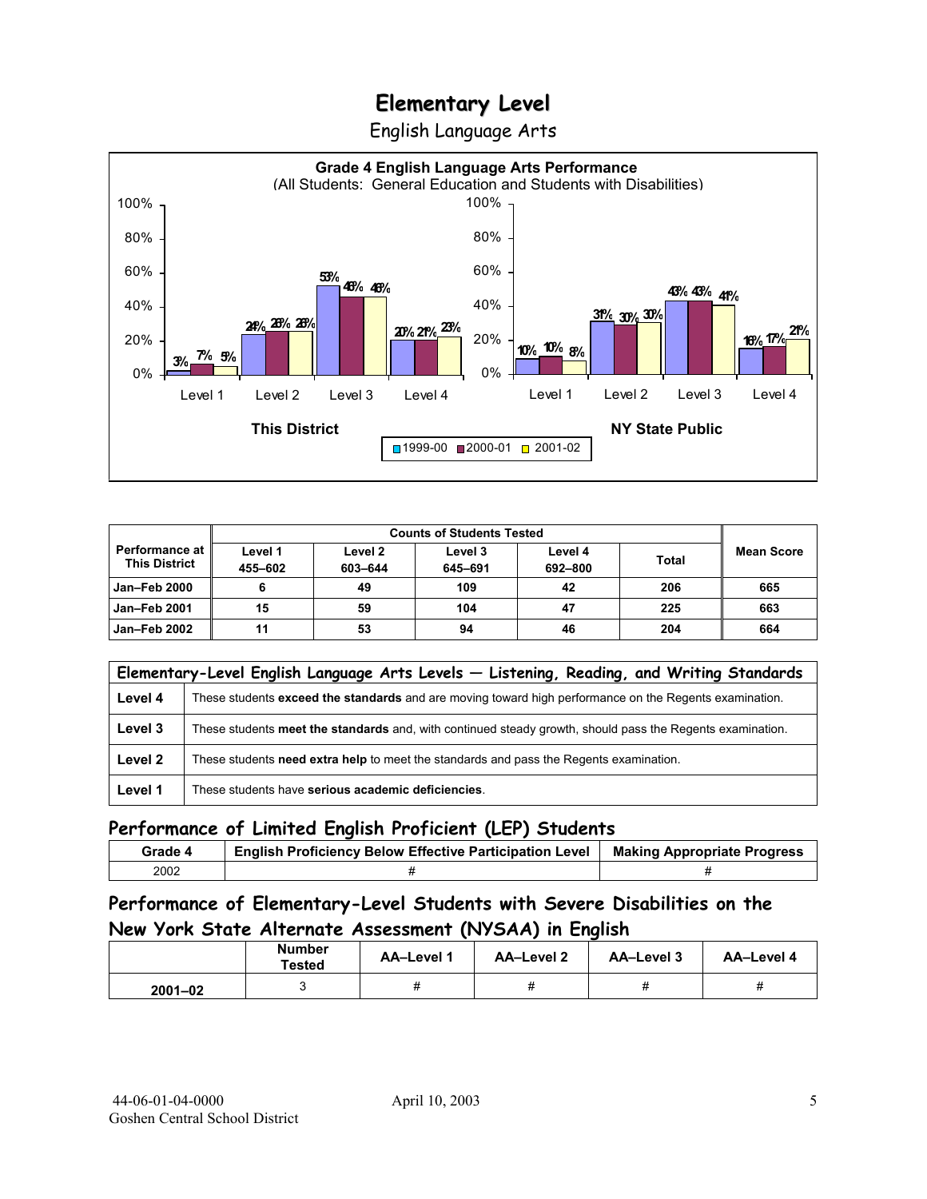# Elementary Level

English Language Arts

**Grade 4 English Language Arts Performance**
(All Students: General Education and Students with Disabilities)

| | This District 1999-00 | This District 2000-01 | This District 2001-02 | NY State Public 1999-00 | NY State Public 2000-01 | NY State Public 2001-02 |
|---|---|---|---|---|---|---|
| Level 1 | 3% | 7% | 5% | 10% | 10% | 8% |
| Level 2 | 24% | 26% | 26% | 31% | 30% | 30% |
| Level 3 | 53% | 46% | 46% | 43% | 43% | 41% |
| Level 4 | 20% | 21% | 23% | 16% | 17% | 21% |

| Performance at This District | Counts of Students Tested | | | | | Mean Score |
|---|---|---|---|---|---|---|
| | Level 1 455–602 | Level 2 603–644 | Level 3 645–691 | Level 4 692–800 | Total | |
| Jan–Feb 2000 | 6 | 49 | 109 | 42 | 206 | 665 |
| Jan–Feb 2001 | 15 | 59 | 104 | 47 | 225 | 663 |
| Jan–Feb 2002 | 11 | 53 | 94 | 46 | 204 | 664 |

| Elementary-Level English Language Arts Levels — Listening, Reading, and Writing Standards | |
|---|---|
| Level 4 | These students **exceed the standards** and are moving toward high performance on the Regents examination. |
| Level 3 | These students **meet the standards** and, with continued steady growth, should pass the Regents examination. |
| Level 2 | These students **need extra help** to meet the standards and pass the Regents examination. |
| Level 1 | These students have **serious academic deficiencies**. |

## Performance of Limited English Proficient (LEP) Students

| Grade 4 | English Proficiency Below Effective Participation Level | Making Appropriate Progress |
|---|---|---|
| 2002 | # | # |

## Performance of Elementary-Level Students with Severe Disabilities on the New York State Alternate Assessment (NYSAA) in English

| | Number Tested | AA–Level 1 | AA–Level 2 | AA–Level 3 | AA–Level 4 |
|---|---|---|---|---|---|
| 2001–02 | 3 | # | # | # | # |

44-06-01-04-0000
Goshen Central School District

April 10, 2003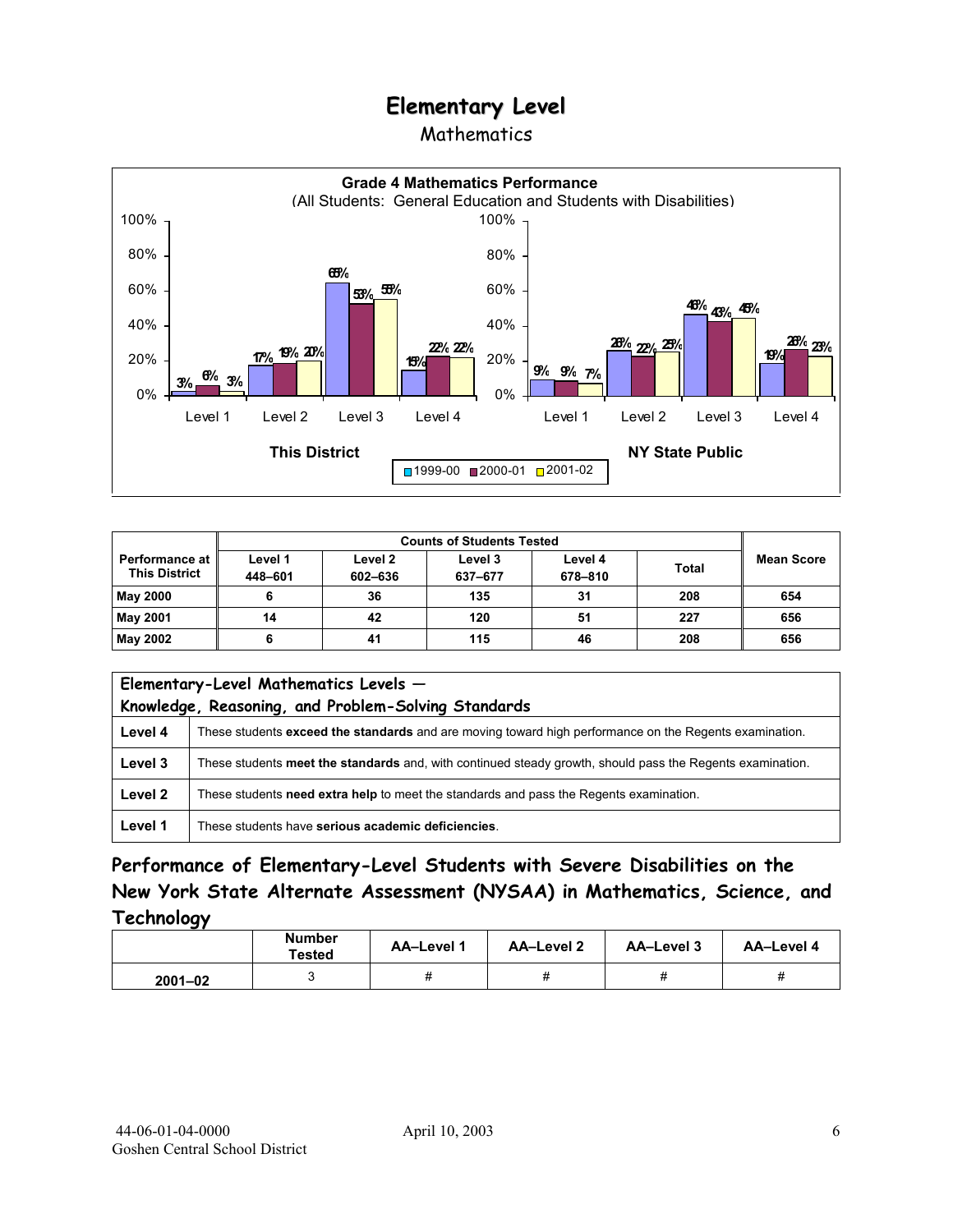# Elementary Level

## Mathematics

**Grade 4 Mathematics Performance**
(All Students: General Education and Students with Disabilities)

| | This District 1999-00 | This District 2000-01 | This District 2001-02 | NY State Public 1999-00 | NY State Public 2000-01 | NY State Public 2001-02 |
|---|---|---|---|---|---|---|
| Level 1 | 3% | 6% | 3% | 9% | 9% | 7% |
| Level 2 | 17% | 19% | 20% | 26% | 22% | 25% |
| Level 3 | 65% | 53% | 55% | 46% | 43% | 45% |
| Level 4 | 15% | 22% | 22% | 19% | 26% | 23% |

| Performance at This District | Counts of Students Tested | | | | | Mean Score |
|---|---|---|---|---|---|---|
| | Level 1 448–601 | Level 2 602–636 | Level 3 637–677 | Level 4 678–810 | Total | |
| **May 2000** | 6 | 36 | 135 | 31 | 208 | 654 |
| **May 2001** | 14 | 42 | 120 | 51 | 227 | 656 |
| **May 2002** | 6 | 41 | 115 | 46 | 208 | 656 |

| Elementary-Level Mathematics Levels — Knowledge, Reasoning, and Problem-Solving Standards | |
|---|---|
| **Level 4** | These students **exceed the standards** and are moving toward high performance on the Regents examination. |
| **Level 3** | These students **meet the standards** and, with continued steady growth, should pass the Regents examination. |
| **Level 2** | These students **need extra help** to meet the standards and pass the Regents examination. |
| **Level 1** | These students have **serious academic deficiencies**. |

## Performance of Elementary-Level Students with Severe Disabilities on the New York State Alternate Assessment (NYSAA) in Mathematics, Science, and Technology

| | Number Tested | AA–Level 1 | AA–Level 2 | AA–Level 3 | AA–Level 4 |
|---|---|---|---|---|---|
| **2001–02** | 3 | # | # | # | # |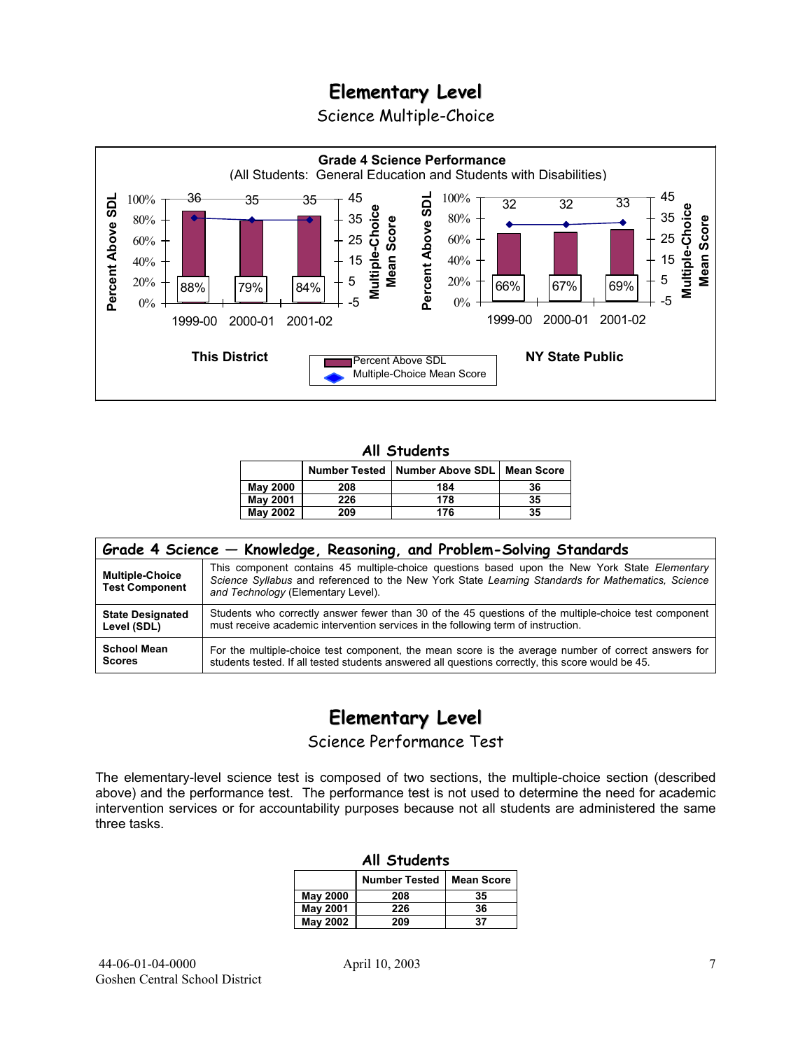# Elementary Level

Science Multiple-Choice

**Grade 4 Science Performance**
(All Students: General Education and Students with Disabilities)

| | This District | | | NY State Public | | |
|---|---|---|---|---|---|---|
| | 1999-00 | 2000-01 | 2001-02 | 1999-00 | 2000-01 | 2001-02 |
| Percent Above SDL | 88% | 79% | 84% | 66% | 67% | 69% |
| Multiple-Choice Mean Score | 36 | 35 | 35 | 32 | 32 | 33 |

### All Students

| | Number Tested | Number Above SDL | Mean Score |
|---|---|---|---|
| May 2000 | 208 | 184 | 36 |
| May 2001 | 226 | 178 | 35 |
| May 2002 | 209 | 176 | 35 |

| Grade 4 Science — Knowledge, Reasoning, and Problem-Solving Standards | |
|---|---|
| **Multiple-Choice Test Component** | This component contains 45 multiple-choice questions based upon the New York State *Elementary Science Syllabus* and referenced to the New York State *Learning Standards for Mathematics, Science and Technology* (Elementary Level). |
| **State Designated Level (SDL)** | Students who correctly answer fewer than 30 of the 45 questions of the multiple-choice test component must receive academic intervention services in the following term of instruction. |
| **School Mean Scores** | For the multiple-choice test component, the mean score is the average number of correct answers for students tested. If all tested students answered all questions correctly, this score would be 45. |

# Elementary Level

Science Performance Test

The elementary-level science test is composed of two sections, the multiple-choice section (described above) and the performance test. The performance test is not used to determine the need for academic intervention services or for accountability purposes because not all students are administered the same three tasks.

### All Students

| | Number Tested | Mean Score |
|---|---|---|
| May 2000 | 208 | 35 |
| May 2001 | 226 | 36 |
| May 2002 | 209 | 37 |

44-06-01-04-0000
Goshen Central School District

April 10, 2003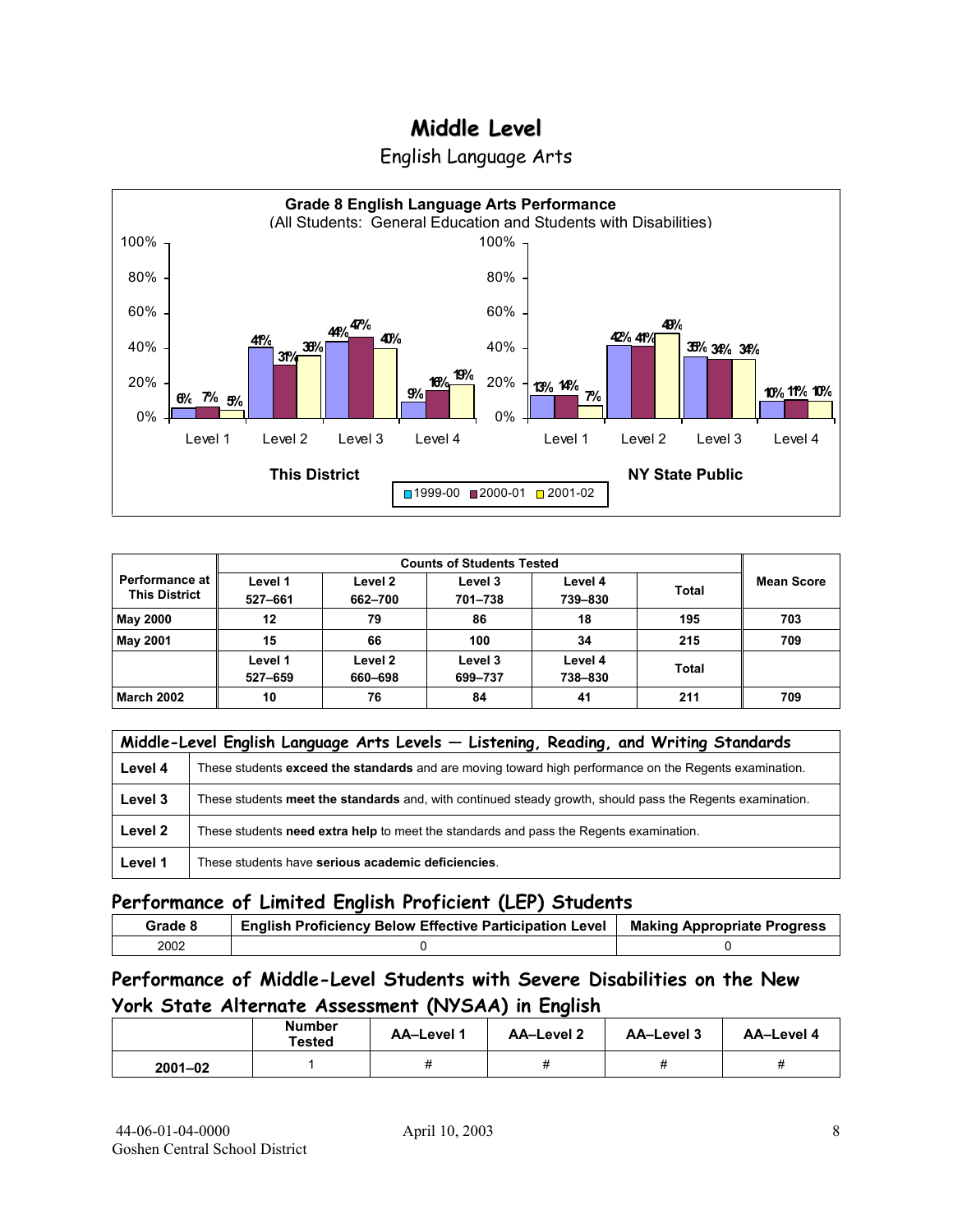# Middle Level

## English Language Arts

**Grade 8 English Language Arts Performance**
(All Students: General Education and Students with Disabilities)

**This District**

| | 1999-00 | 2000-01 | 2001-02 |
|---|---|---|---|
| Level 1 | 6% | 7% | 5% |
| Level 2 | 41% | 31% | 36% |
| Level 3 | 44% | 47% | 40% |
| Level 4 | 9% | 16% | 19% |

**NY State Public**

| | 1999-00 | 2000-01 | 2001-02 |
|---|---|---|---|
| Level 1 | 13% | 14% | 7% |
| Level 2 | 42% | 41% | 49% |
| Level 3 | 35% | 34% | 34% |
| Level 4 | 10% | 11% | 10% |

| Performance at This District | Counts of Students Tested | | | | | Mean Score |
|---|---|---|---|---|---|---|
| | Level 1 527–661 | Level 2 662–700 | Level 3 701–738 | Level 4 739–830 | Total | |
| May 2000 | 12 | 79 | 86 | 18 | 195 | 703 |
| May 2001 | 15 | 66 | 100 | 34 | 215 | 709 |
| | Level 1 527–659 | Level 2 660–698 | Level 3 699–737 | Level 4 738–830 | Total | |
| March 2002 | 10 | 76 | 84 | 41 | 211 | 709 |

| Middle-Level English Language Arts Levels — Listening, Reading, and Writing Standards | |
|---|---|
| Level 4 | These students **exceed the standards** and are moving toward high performance on the Regents examination. |
| Level 3 | These students **meet the standards** and, with continued steady growth, should pass the Regents examination. |
| Level 2 | These students **need extra help** to meet the standards and pass the Regents examination. |
| Level 1 | These students have **serious academic deficiencies**. |

## Performance of Limited English Proficient (LEP) Students

| Grade 8 | English Proficiency Below Effective Participation Level | Making Appropriate Progress |
|---|---|---|
| 2002 | 0 | 0 |

## Performance of Middle-Level Students with Severe Disabilities on the New York State Alternate Assessment (NYSAA) in English

| | Number Tested | AA–Level 1 | AA–Level 2 | AA–Level 3 | AA–Level 4 |
|---|---|---|---|---|---|
| 2001–02 | 1 | # | # | # | # |

44-06-01-04-0000 April 10, 2003
Goshen Central School District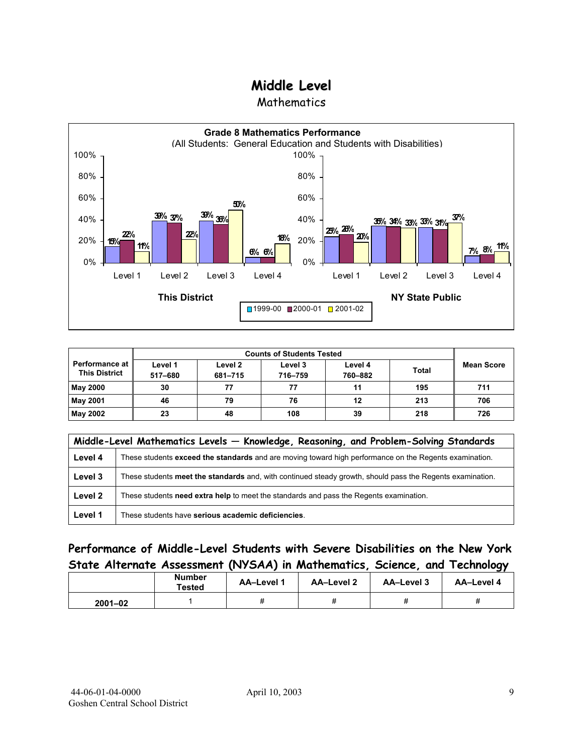# Middle Level

## Mathematics

**Grade 8 Mathematics Performance**
(All Students: General Education and Students with Disabilities)

| | This District 1999-00 | This District 2000-01 | This District 2001-02 | NY State Public 1999-00 | NY State Public 2000-01 | NY State Public 2001-02 |
|---|---|---|---|---|---|---|
| Level 1 | 15% | 22% | 11% | 23% | 26% | 20% |
| Level 2 | 39% | 37% | 22% | 35% | 34% | 33% |
| Level 3 | 39% | 36% | 50% | 33% | 31% | 37% |
| Level 4 | 6% | 6% | 18% | 7% | 8% | 11% |

| Performance at This District | Counts of Students Tested | | | | | Mean Score |
|---|---|---|---|---|---|---|
| | Level 1 517–680 | Level 2 681–715 | Level 3 716–759 | Level 4 760–882 | Total | |
| May 2000 | 30 | 77 | 77 | 11 | 195 | 711 |
| May 2001 | 46 | 79 | 76 | 12 | 213 | 706 |
| May 2002 | 23 | 48 | 108 | 39 | 218 | 726 |

| Middle-Level Mathematics Levels — Knowledge, Reasoning, and Problem-Solving Standards | |
|---|---|
| Level 4 | These students **exceed the standards** and are moving toward high performance on the Regents examination. |
| Level 3 | These students **meet the standards** and, with continued steady growth, should pass the Regents examination. |
| Level 2 | These students **need extra help** to meet the standards and pass the Regents examination. |
| Level 1 | These students have **serious academic deficiencies**. |

## Performance of Middle-Level Students with Severe Disabilities on the New York State Alternate Assessment (NYSAA) in Mathematics, Science, and Technology

| | Number Tested | AA–Level 1 | AA–Level 2 | AA–Level 3 | AA–Level 4 |
|---|---|---|---|---|---|
| 2001–02 | 1 | # | # | # | # |

44-06-01-04-0000
Goshen Central School District
April 10, 2003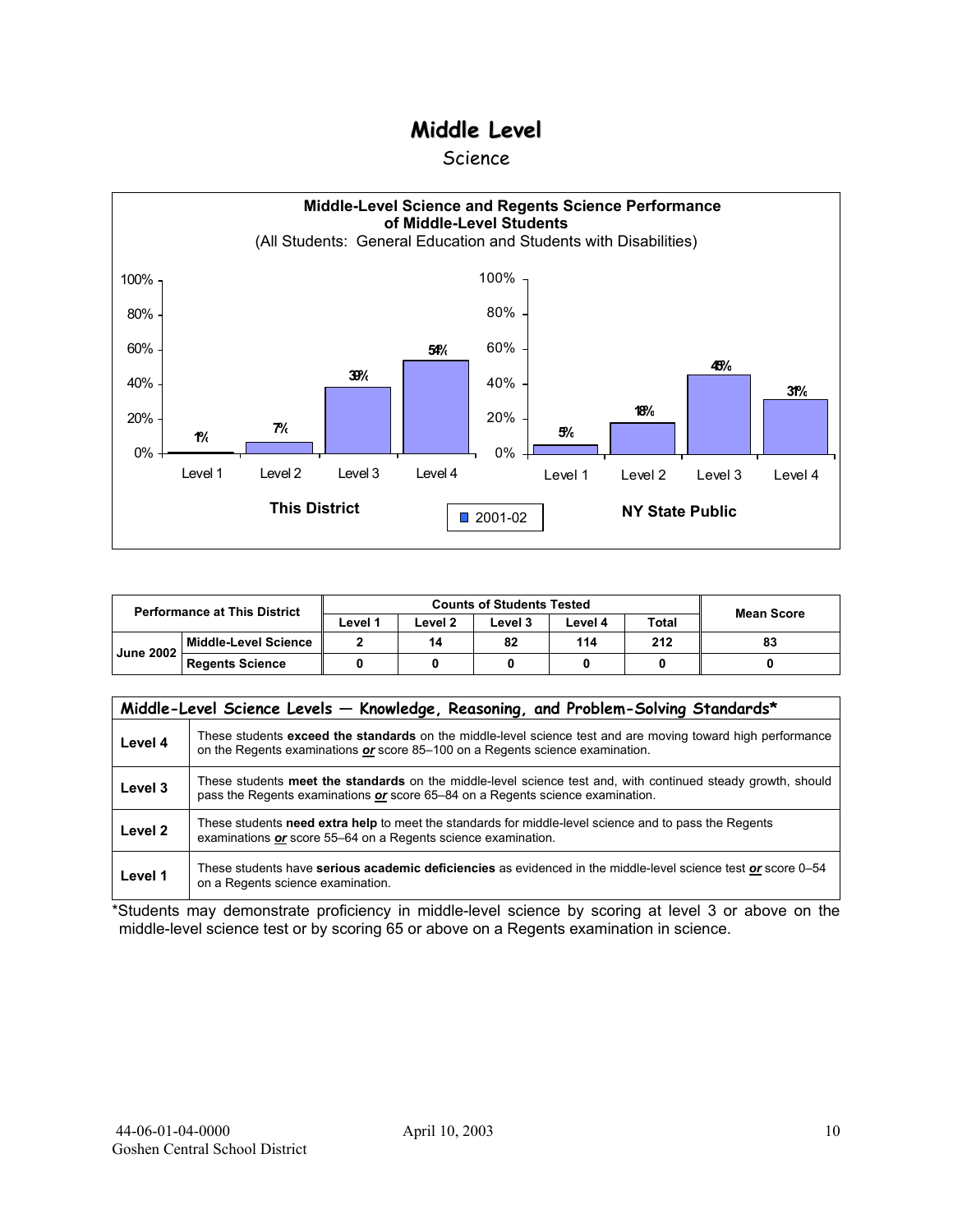# Middle Level

## Science

**Middle-Level Science and Regents Science Performance of Middle-Level Students**
(All Students: General Education and Students with Disabilities)

**This District** (2001-02)

| Level 1 | Level 2 | Level 3 | Level 4 |
|---|---|---|---|
| 1% | 7% | 39% | 54% |

**NY State Public** (2001-02)

| Level 1 | Level 2 | Level 3 | Level 4 |
|---|---|---|---|
| 5% | 18% | 45% | 31% |

| Performance at This District | | Counts of Students Tested | | | | | Mean Score |
|---|---|---|---|---|---|---|---|
| | | Level 1 | Level 2 | Level 3 | Level 4 | Total | |
| June 2002 | Middle-Level Science | 2 | 14 | 82 | 114 | 212 | 83 |
| | Regents Science | 0 | 0 | 0 | 0 | 0 | 0 |

| Middle-Level Science Levels — Knowledge, Reasoning, and Problem-Solving Standards* | |
|---|---|
| **Level 4** | These students **exceed the standards** on the middle-level science test and are moving toward high performance on the Regents examinations ***or*** score 85–100 on a Regents science examination. |
| **Level 3** | These students **meet the standards** on the middle-level science test and, with continued steady growth, should pass the Regents examinations ***or*** score 65–84 on a Regents science examination. |
| **Level 2** | These students **need extra help** to meet the standards for middle-level science and to pass the Regents examinations ***or*** score 55–64 on a Regents science examination. |
| **Level 1** | These students have **serious academic deficiencies** as evidenced in the middle-level science test ***or*** score 0–54 on a Regents science examination. |

*Students may demonstrate proficiency in middle-level science by scoring at level 3 or above on the middle-level science test or by scoring 65 or above on a Regents examination in science.

44-06-01-04-0000
Goshen Central School District

April 10, 2003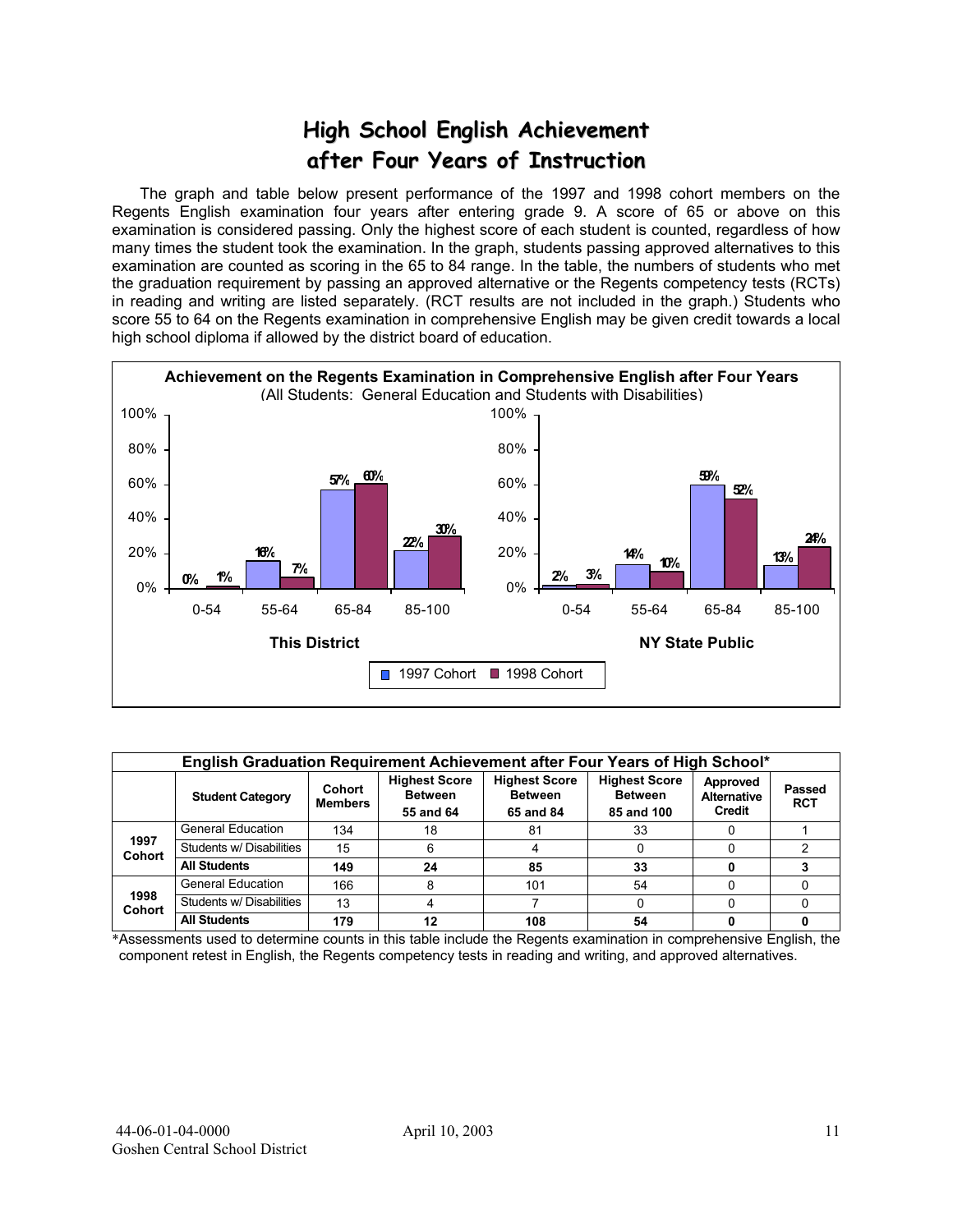# High School English Achievement after Four Years of Instruction

The graph and table below present performance of the 1997 and 1998 cohort members on the Regents English examination four years after entering grade 9. A score of 65 or above on this examination is considered passing. Only the highest score of each student is counted, regardless of how many times the student took the examination. In the graph, students passing approved alternatives to this examination are counted as scoring in the 65 to 84 range. In the table, the numbers of students who met the graduation requirement by passing an approved alternative or the Regents competency tests (RCTs) in reading and writing are listed separately. (RCT results are not included in the graph.) Students who score 55 to 64 on the Regents examination in comprehensive English may be given credit towards a local high school diploma if allowed by the district board of education.

**Achievement on the Regents Examination in Comprehensive English after Four Years**
(All Students: General Education and Students with Disabilities)

| | This District: 1997 Cohort | This District: 1998 Cohort | NY State Public: 1997 Cohort | NY State Public: 1998 Cohort |
|---|---|---|---|---|
| 0-54 | 0% | 1% | 2% | 3% |
| 55-64 | 16% | 7% | 14% | 10% |
| 65-84 | 57% | 60% | 59% | 52% |
| 85-100 | 22% | 30% | 13% | 24% |

**English Graduation Requirement Achievement after Four Years of High School***

| | Student Category | Cohort Members | Highest Score Between 55 and 64 | Highest Score Between 65 and 84 | Highest Score Between 85 and 100 | Approved Alternative Credit | Passed RCT |
|---|---|---|---|---|---|---|---|
| 1997 Cohort | General Education | 134 | 18 | 81 | 33 | 0 | 1 |
| | Students w/ Disabilities | 15 | 6 | 4 | 0 | 0 | 2 |
| | **All Students** | **149** | **24** | **85** | **33** | **0** | **3** |
| 1998 Cohort | General Education | 166 | 8 | 101 | 54 | 0 | 0 |
| | Students w/ Disabilities | 13 | 4 | 7 | 0 | 0 | 0 |
| | **All Students** | **179** | **12** | **108** | **54** | **0** | **0** |

*Assessments used to determine counts in this table include the Regents examination in comprehensive English, the component retest in English, the Regents competency tests in reading and writing, and approved alternatives.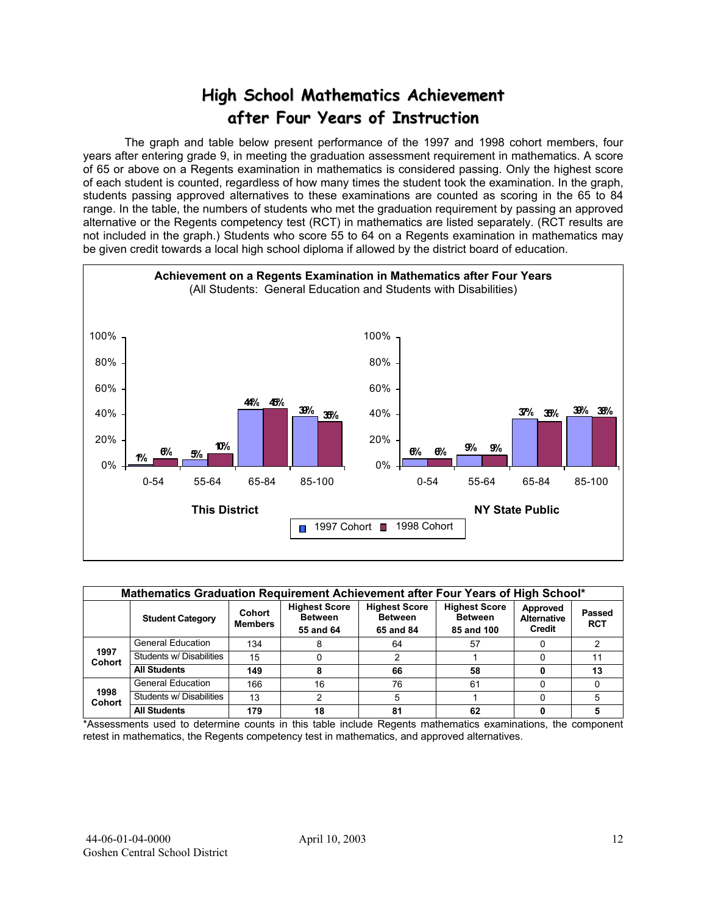# High School Mathematics Achievement after Four Years of Instruction

The graph and table below present performance of the 1997 and 1998 cohort members, four years after entering grade 9, in meeting the graduation assessment requirement in mathematics. A score of 65 or above on a Regents examination in mathematics is considered passing. Only the highest score of each student is counted, regardless of how many times the student took the examination. In the graph, students passing approved alternatives to these examinations are counted as scoring in the 65 to 84 range. In the table, the numbers of students who met the graduation requirement by passing an approved alternative or the Regents competency test (RCT) in mathematics are listed separately. (RCT results are not included in the graph.) Students who score 55 to 64 on a Regents examination in mathematics may be given credit towards a local high school diploma if allowed by the district board of education.

**Achievement on a Regents Examination in Mathematics after Four Years**
(All Students: General Education and Students with Disabilities)

| | This District 1997 Cohort | This District 1998 Cohort | NY State Public 1997 Cohort | NY State Public 1998 Cohort |
|---|---|---|---|---|
| 0-54 | 1% | 6% | 6% | 6% |
| 55-64 | 5% | 10% | 9% | 9% |
| 65-84 | 44% | 45% | 37% | 35% |
| 85-100 | 39% | 35% | 39% | 38% |

**Mathematics Graduation Requirement Achievement after Four Years of High School***

| | Student Category | Cohort Members | Highest Score Between 55 and 64 | Highest Score Between 65 and 84 | Highest Score Between 85 and 100 | Approved Alternative Credit | Passed RCT |
|---|---|---|---|---|---|---|---|
| 1997 Cohort | General Education | 134 | 8 | 64 | 57 | 0 | 2 |
| | Students w/ Disabilities | 15 | 0 | 2 | 1 | 0 | 11 |
| | **All Students** | **149** | **8** | **66** | **58** | **0** | **13** |
| 1998 Cohort | General Education | 166 | 16 | 76 | 61 | 0 | 0 |
| | Students w/ Disabilities | 13 | 2 | 5 | 1 | 0 | 5 |
| | **All Students** | **179** | **18** | **81** | **62** | **0** | **5** |

*Assessments used to determine counts in this table include Regents mathematics examinations, the component retest in mathematics, the Regents competency test in mathematics, and approved alternatives.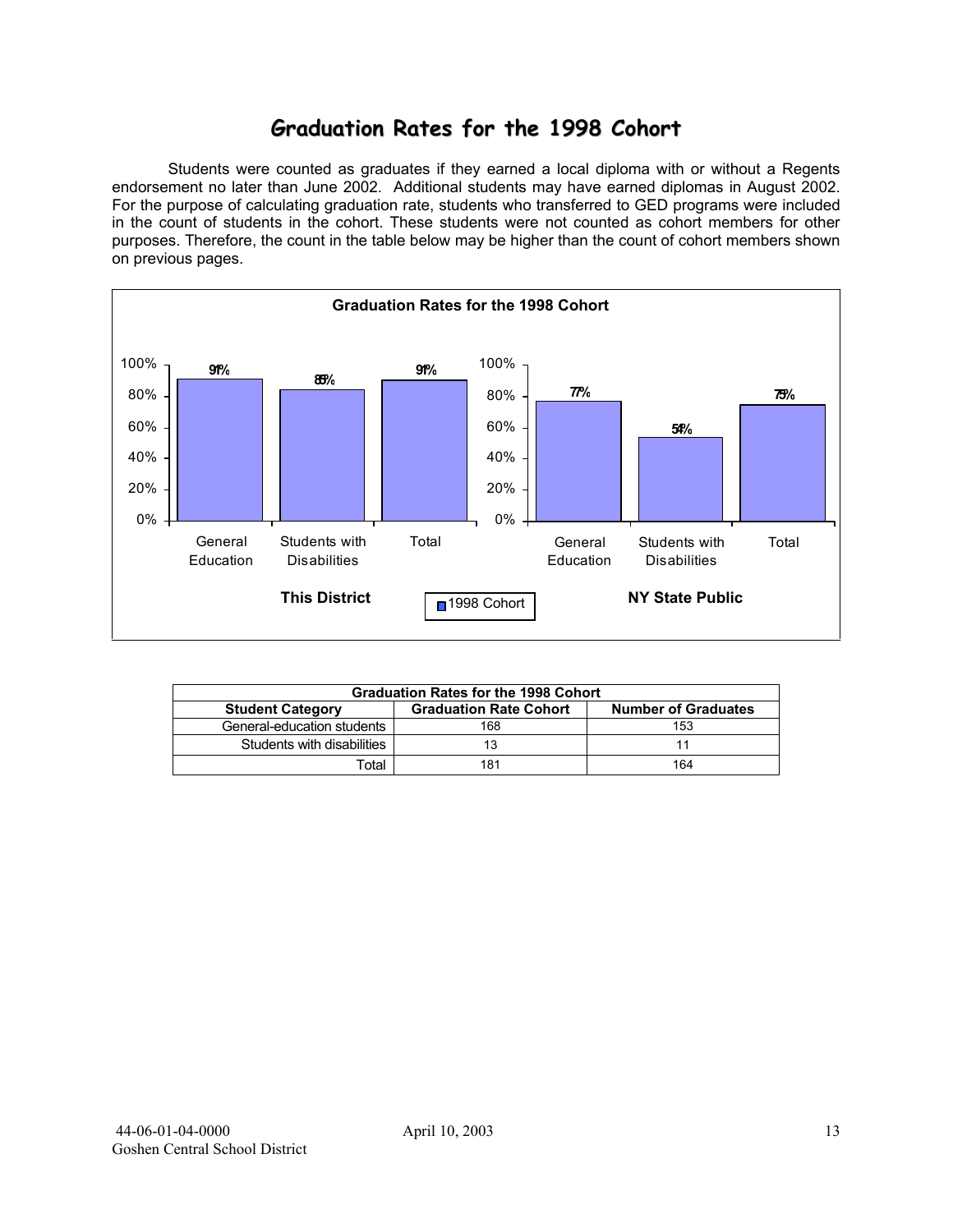# Graduation Rates for the 1998 Cohort

Students were counted as graduates if they earned a local diploma with or without a Regents endorsement no later than June 2002. Additional students may have earned diplomas in August 2002. For the purpose of calculating graduation rate, students who transferred to GED programs were included in the count of students in the cohort. These students were not counted as cohort members for other purposes. Therefore, the count in the table below may be higher than the count of cohort members shown on previous pages.

**Graduation Rates for the 1998 Cohort**

| | General Education | Students with Disabilities | Total |
|---|---|---|---|
| This District (1998 Cohort) | 91% | 85% | 91% |
| NY State Public (1998 Cohort) | 77% | 54% | 75% |

| Graduation Rates for the 1998 Cohort | | |
|---|---|---|
| **Student Category** | **Graduation Rate Cohort** | **Number of Graduates** |
| General-education students | 168 | 153 |
| Students with disabilities | 13 | 11 |
| Total | 181 | 164 |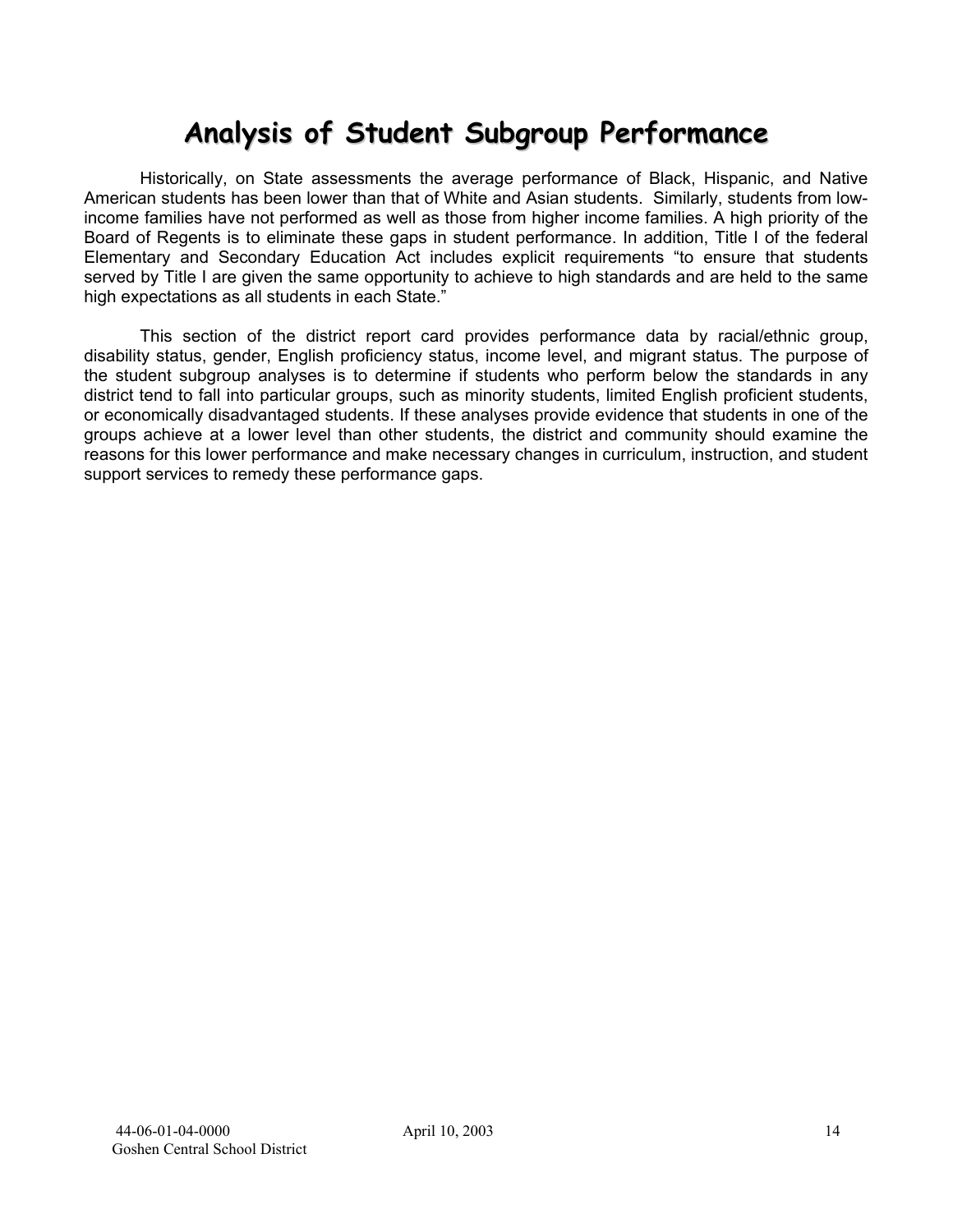# Analysis of Student Subgroup Performance

Historically, on State assessments the average performance of Black, Hispanic, and Native American students has been lower than that of White and Asian students. Similarly, students from low-income families have not performed as well as those from higher income families. A high priority of the Board of Regents is to eliminate these gaps in student performance. In addition, Title I of the federal Elementary and Secondary Education Act includes explicit requirements "to ensure that students served by Title I are given the same opportunity to achieve to high standards and are held to the same high expectations as all students in each State."

This section of the district report card provides performance data by racial/ethnic group, disability status, gender, English proficiency status, income level, and migrant status. The purpose of the student subgroup analyses is to determine if students who perform below the standards in any district tend to fall into particular groups, such as minority students, limited English proficient students, or economically disadvantaged students. If these analyses provide evidence that students in one of the groups achieve at a lower level than other students, the district and community should examine the reasons for this lower performance and make necessary changes in curriculum, instruction, and student support services to remedy these performance gaps.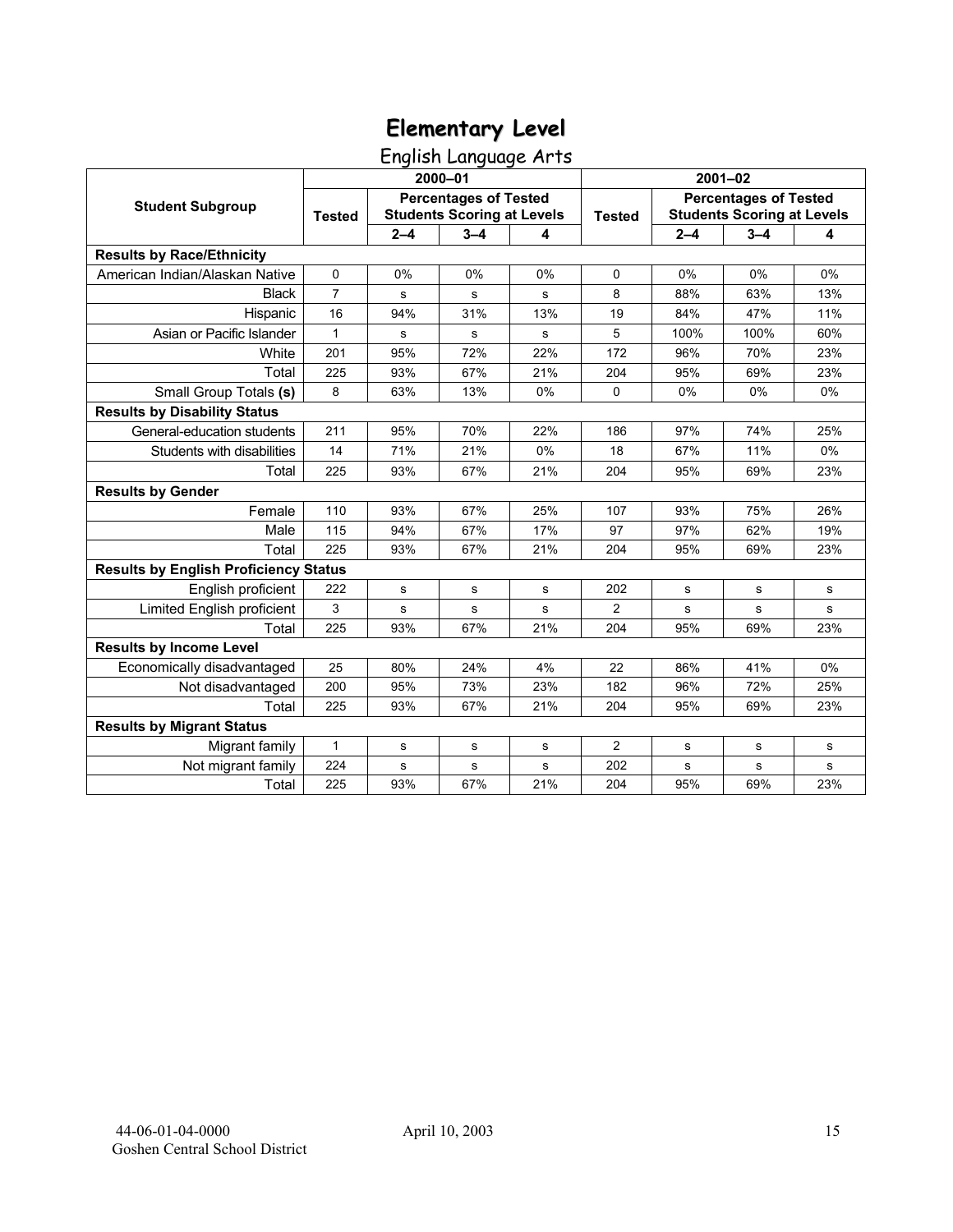# Elementary Level

## English Language Arts

| Student Subgroup | 2000–01 | | | | 2001–02 | | | |
|---|---|---|---|---|---|---|---|---|
| | Tested | Percentages of Tested Students Scoring at Levels | | | Tested | Percentages of Tested Students Scoring at Levels | | |
| | | 2–4 | 3–4 | 4 | | 2–4 | 3–4 | 4 |
| **Results by Race/Ethnicity** | | | | | | | | |
| American Indian/Alaskan Native | 0 | 0% | 0% | 0% | 0 | 0% | 0% | 0% |
| Black | 7 | s | s | s | 8 | 88% | 63% | 13% |
| Hispanic | 16 | 94% | 31% | 13% | 19 | 84% | 47% | 11% |
| Asian or Pacific Islander | 1 | s | s | s | 5 | 100% | 100% | 60% |
| White | 201 | 95% | 72% | 22% | 172 | 96% | 70% | 23% |
| Total | 225 | 93% | 67% | 21% | 204 | 95% | 69% | 23% |
| Small Group Totals **(s)** | 8 | 63% | 13% | 0% | 0 | 0% | 0% | 0% |
| **Results by Disability Status** | | | | | | | | |
| General-education students | 211 | 95% | 70% | 22% | 186 | 97% | 74% | 25% |
| Students with disabilities | 14 | 71% | 21% | 0% | 18 | 67% | 11% | 0% |
| Total | 225 | 93% | 67% | 21% | 204 | 95% | 69% | 23% |
| **Results by Gender** | | | | | | | | |
| Female | 110 | 93% | 67% | 25% | 107 | 93% | 75% | 26% |
| Male | 115 | 94% | 67% | 17% | 97 | 97% | 62% | 19% |
| Total | 225 | 93% | 67% | 21% | 204 | 95% | 69% | 23% |
| **Results by English Proficiency Status** | | | | | | | | |
| English proficient | 222 | s | s | s | 202 | s | s | s |
| Limited English proficient | 3 | s | s | s | 2 | s | s | s |
| Total | 225 | 93% | 67% | 21% | 204 | 95% | 69% | 23% |
| **Results by Income Level** | | | | | | | | |
| Economically disadvantaged | 25 | 80% | 24% | 4% | 22 | 86% | 41% | 0% |
| Not disadvantaged | 200 | 95% | 73% | 23% | 182 | 96% | 72% | 25% |
| Total | 225 | 93% | 67% | 21% | 204 | 95% | 69% | 23% |
| **Results by Migrant Status** | | | | | | | | |
| Migrant family | 1 | s | s | s | 2 | s | s | s |
| Not migrant family | 224 | s | s | s | 202 | s | s | s |
| Total | 225 | 93% | 67% | 21% | 204 | 95% | 69% | 23% |

44-06-01-04-0000
Goshen Central School District

April 10, 2003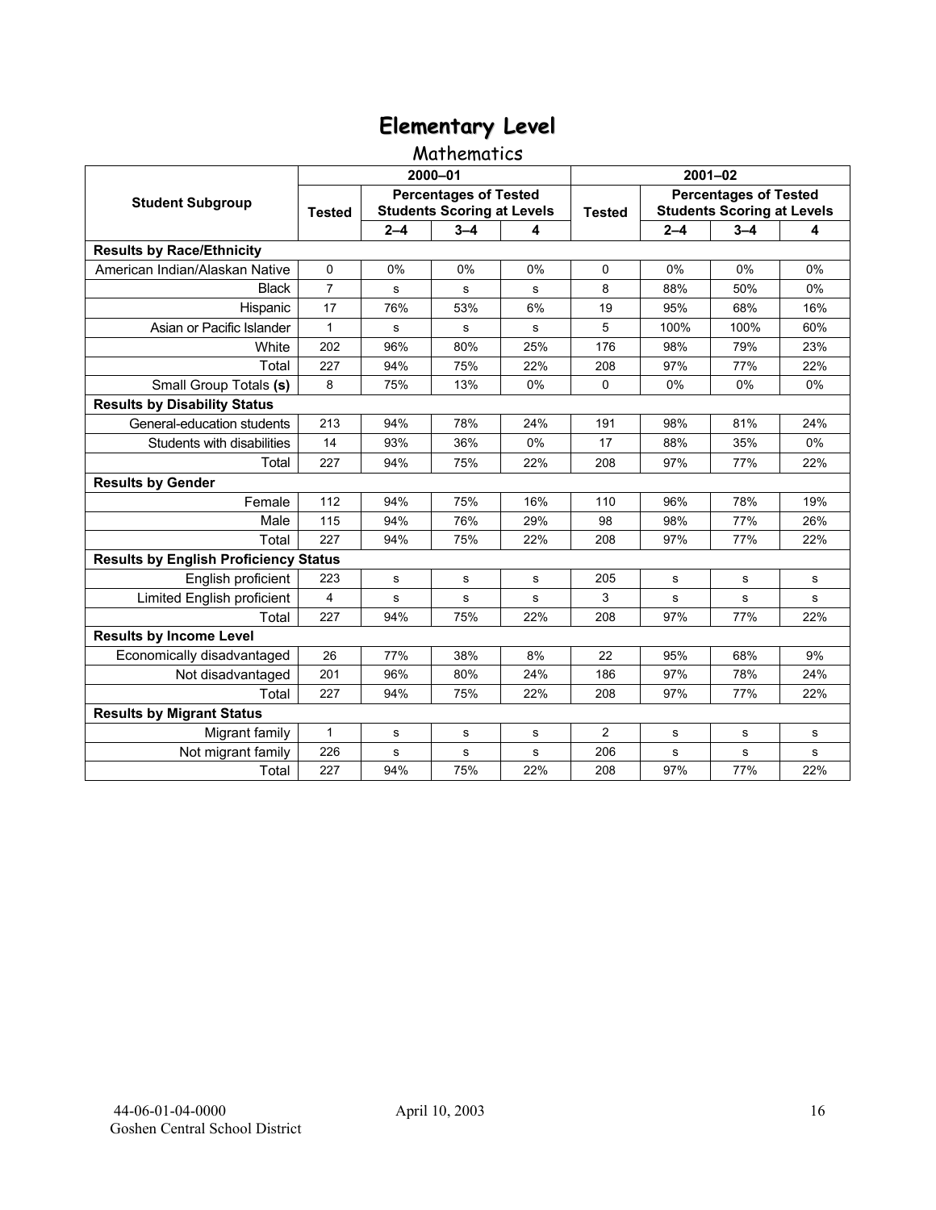# Elementary Level

## Mathematics

| Student Subgroup | 2000–01 | | | | 2001–02 | | | |
|---|---|---|---|---|---|---|---|---|
| | Tested | Percentages of Tested Students Scoring at Levels | | | Tested | Percentages of Tested Students Scoring at Levels | | |
| | | 2–4 | 3–4 | 4 | | 2–4 | 3–4 | 4 |
| **Results by Race/Ethnicity** | | | | | | | | |
| American Indian/Alaskan Native | 0 | 0% | 0% | 0% | 0 | 0% | 0% | 0% |
| Black | 7 | s | s | s | 8 | 88% | 50% | 0% |
| Hispanic | 17 | 76% | 53% | 6% | 19 | 95% | 68% | 16% |
| Asian or Pacific Islander | 1 | s | s | s | 5 | 100% | 100% | 60% |
| White | 202 | 96% | 80% | 25% | 176 | 98% | 79% | 23% |
| Total | 227 | 94% | 75% | 22% | 208 | 97% | 77% | 22% |
| Small Group Totals **(s)** | 8 | 75% | 13% | 0% | 0 | 0% | 0% | 0% |
| **Results by Disability Status** | | | | | | | | |
| General-education students | 213 | 94% | 78% | 24% | 191 | 98% | 81% | 24% |
| Students with disabilities | 14 | 93% | 36% | 0% | 17 | 88% | 35% | 0% |
| Total | 227 | 94% | 75% | 22% | 208 | 97% | 77% | 22% |
| **Results by Gender** | | | | | | | | |
| Female | 112 | 94% | 75% | 16% | 110 | 96% | 78% | 19% |
| Male | 115 | 94% | 76% | 29% | 98 | 98% | 77% | 26% |
| Total | 227 | 94% | 75% | 22% | 208 | 97% | 77% | 22% |
| **Results by English Proficiency Status** | | | | | | | | |
| English proficient | 223 | s | s | s | 205 | s | s | s |
| Limited English proficient | 4 | s | s | s | 3 | s | s | s |
| Total | 227 | 94% | 75% | 22% | 208 | 97% | 77% | 22% |
| **Results by Income Level** | | | | | | | | |
| Economically disadvantaged | 26 | 77% | 38% | 8% | 22 | 95% | 68% | 9% |
| Not disadvantaged | 201 | 96% | 80% | 24% | 186 | 97% | 78% | 24% |
| Total | 227 | 94% | 75% | 22% | 208 | 97% | 77% | 22% |
| **Results by Migrant Status** | | | | | | | | |
| Migrant family | 1 | s | s | s | 2 | s | s | s |
| Not migrant family | 226 | s | s | s | 206 | s | s | s |
| Total | 227 | 94% | 75% | 22% | 208 | 97% | 77% | 22% |

44-06-01-04-0000 April 10, 2003
Goshen Central School District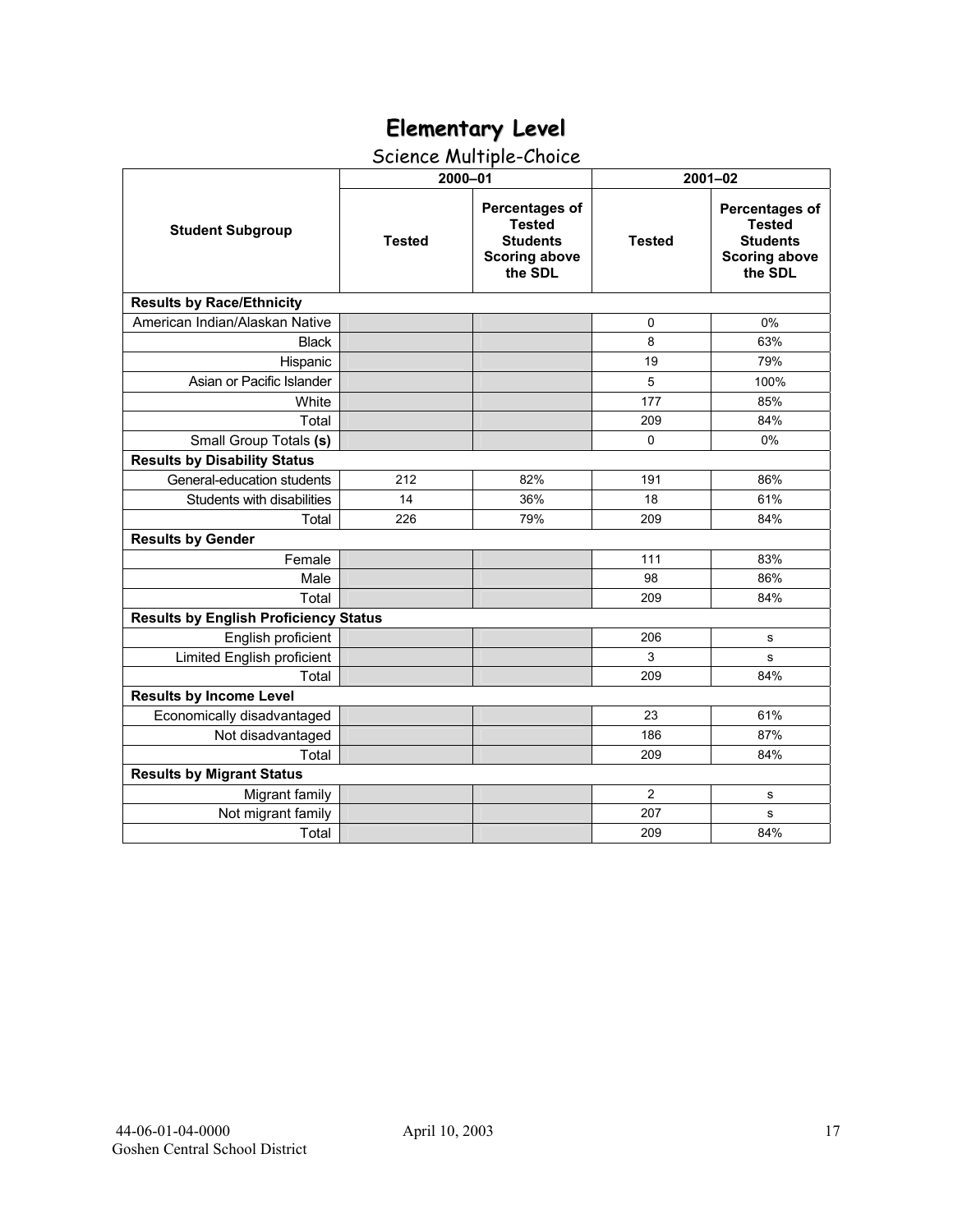# Elementary Level

## Science Multiple-Choice

| Student Subgroup | 2000–01 | | 2001–02 | |
|---|---|---|---|---|
| | Tested | Percentages of Tested Students Scoring above the SDL | Tested | Percentages of Tested Students Scoring above the SDL |
| **Results by Race/Ethnicity** | | | | |
| American Indian/Alaskan Native | | | 0 | 0% |
| Black | | | 8 | 63% |
| Hispanic | | | 19 | 79% |
| Asian or Pacific Islander | | | 5 | 100% |
| White | | | 177 | 85% |
| Total | | | 209 | 84% |
| Small Group Totals **(s)** | | | 0 | 0% |
| **Results by Disability Status** | | | | |
| General-education students | 212 | 82% | 191 | 86% |
| Students with disabilities | 14 | 36% | 18 | 61% |
| Total | 226 | 79% | 209 | 84% |
| **Results by Gender** | | | | |
| Female | | | 111 | 83% |
| Male | | | 98 | 86% |
| Total | | | 209 | 84% |
| **Results by English Proficiency Status** | | | | |
| English proficient | | | 206 | s |
| Limited English proficient | | | 3 | s |
| Total | | | 209 | 84% |
| **Results by Income Level** | | | | |
| Economically disadvantaged | | | 23 | 61% |
| Not disadvantaged | | | 186 | 87% |
| Total | | | 209 | 84% |
| **Results by Migrant Status** | | | | |
| Migrant family | | | 2 | s |
| Not migrant family | | | 207 | s |
| Total | | | 209 | 84% |

44-06-01-04-0000 April 10, 2003
Goshen Central School District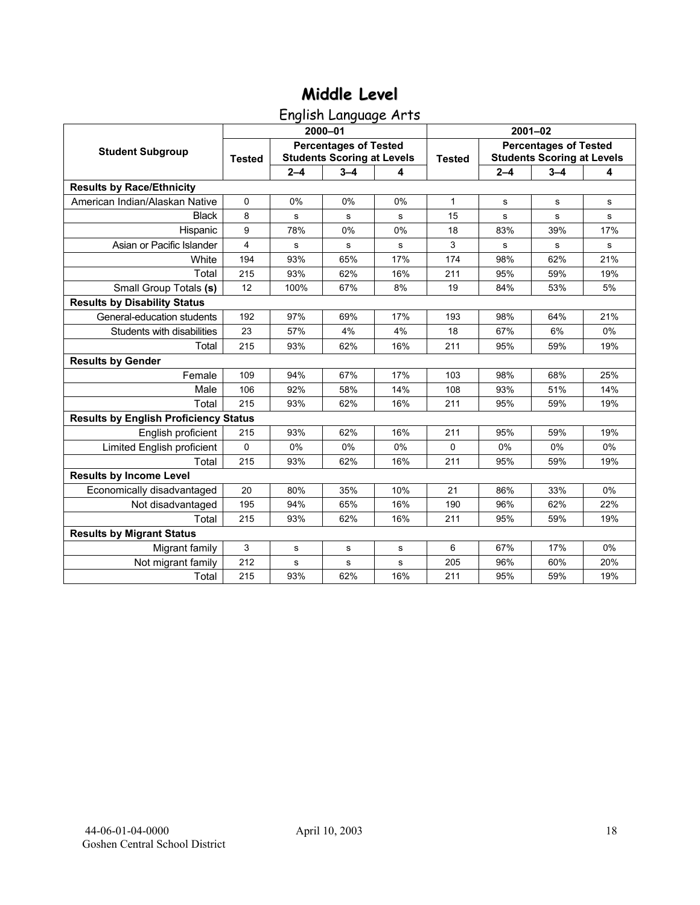# Middle Level

## English Language Arts

| Student Subgroup | 2000–01 | | | | 2001–02 | | | |
|---|---|---|---|---|---|---|---|---|
| | Tested | Percentages of Tested Students Scoring at Levels | | | Tested | Percentages of Tested Students Scoring at Levels | | |
| | | 2–4 | 3–4 | 4 | | 2–4 | 3–4 | 4 |
| **Results by Race/Ethnicity** | | | | | | | | |
| American Indian/Alaskan Native | 0 | 0% | 0% | 0% | 1 | s | s | s |
| Black | 8 | s | s | s | 15 | s | s | s |
| Hispanic | 9 | 78% | 0% | 0% | 18 | 83% | 39% | 17% |
| Asian or Pacific Islander | 4 | s | s | s | 3 | s | s | s |
| White | 194 | 93% | 65% | 17% | 174 | 98% | 62% | 21% |
| Total | 215 | 93% | 62% | 16% | 211 | 95% | 59% | 19% |
| Small Group Totals **(s)** | 12 | 100% | 67% | 8% | 19 | 84% | 53% | 5% |
| **Results by Disability Status** | | | | | | | | |
| General-education students | 192 | 97% | 69% | 17% | 193 | 98% | 64% | 21% |
| Students with disabilities | 23 | 57% | 4% | 4% | 18 | 67% | 6% | 0% |
| Total | 215 | 93% | 62% | 16% | 211 | 95% | 59% | 19% |
| **Results by Gender** | | | | | | | | |
| Female | 109 | 94% | 67% | 17% | 103 | 98% | 68% | 25% |
| Male | 106 | 92% | 58% | 14% | 108 | 93% | 51% | 14% |
| Total | 215 | 93% | 62% | 16% | 211 | 95% | 59% | 19% |
| **Results by English Proficiency Status** | | | | | | | | |
| English proficient | 215 | 93% | 62% | 16% | 211 | 95% | 59% | 19% |
| Limited English proficient | 0 | 0% | 0% | 0% | 0 | 0% | 0% | 0% |
| Total | 215 | 93% | 62% | 16% | 211 | 95% | 59% | 19% |
| **Results by Income Level** | | | | | | | | |
| Economically disadvantaged | 20 | 80% | 35% | 10% | 21 | 86% | 33% | 0% |
| Not disadvantaged | 195 | 94% | 65% | 16% | 190 | 96% | 62% | 22% |
| Total | 215 | 93% | 62% | 16% | 211 | 95% | 59% | 19% |
| **Results by Migrant Status** | | | | | | | | |
| Migrant family | 3 | s | s | s | 6 | 67% | 17% | 0% |
| Not migrant family | 212 | s | s | s | 205 | 96% | 60% | 20% |
| Total | 215 | 93% | 62% | 16% | 211 | 95% | 59% | 19% |

44-06-01-04-0000
Goshen Central School District

April 10, 2003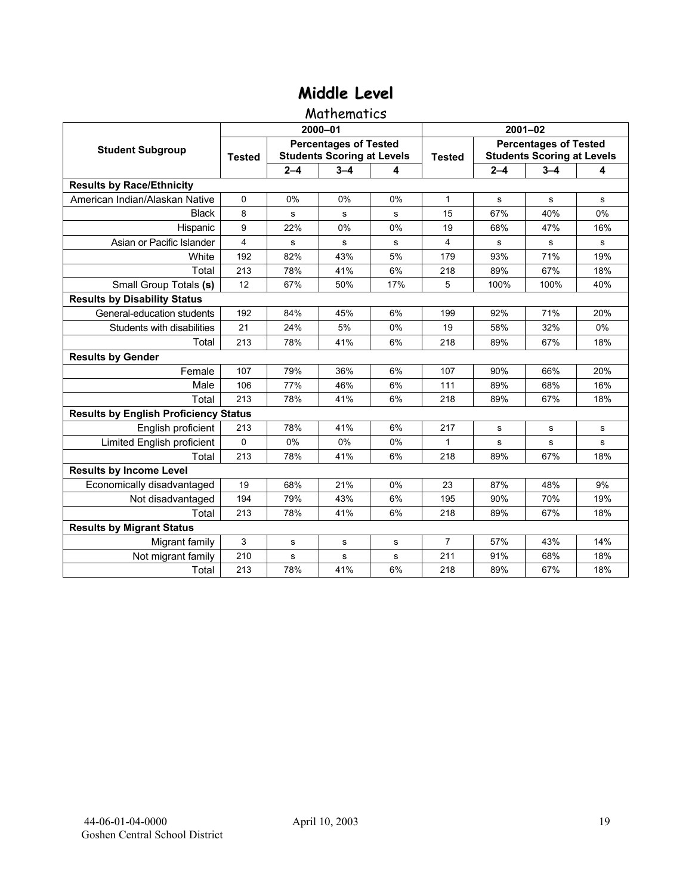# Middle Level

## Mathematics

| Student Subgroup | 2000–01 | | | | 2001–02 | | | |
|---|---|---|---|---|---|---|---|---|
| | Tested | Percentages of Tested Students Scoring at Levels | | | Tested | Percentages of Tested Students Scoring at Levels | | |
| | | 2–4 | 3–4 | 4 | | 2–4 | 3–4 | 4 |
| **Results by Race/Ethnicity** | | | | | | | | |
| American Indian/Alaskan Native | 0 | 0% | 0% | 0% | 1 | s | s | s |
| Black | 8 | s | s | s | 15 | 67% | 40% | 0% |
| Hispanic | 9 | 22% | 0% | 0% | 19 | 68% | 47% | 16% |
| Asian or Pacific Islander | 4 | s | s | s | 4 | s | s | s |
| White | 192 | 82% | 43% | 5% | 179 | 93% | 71% | 19% |
| Total | 213 | 78% | 41% | 6% | 218 | 89% | 67% | 18% |
| Small Group Totals **(s)** | 12 | 67% | 50% | 17% | 5 | 100% | 100% | 40% |
| **Results by Disability Status** | | | | | | | | |
| General-education students | 192 | 84% | 45% | 6% | 199 | 92% | 71% | 20% |
| Students with disabilities | 21 | 24% | 5% | 0% | 19 | 58% | 32% | 0% |
| Total | 213 | 78% | 41% | 6% | 218 | 89% | 67% | 18% |
| **Results by Gender** | | | | | | | | |
| Female | 107 | 79% | 36% | 6% | 107 | 90% | 66% | 20% |
| Male | 106 | 77% | 46% | 6% | 111 | 89% | 68% | 16% |
| Total | 213 | 78% | 41% | 6% | 218 | 89% | 67% | 18% |
| **Results by English Proficiency Status** | | | | | | | | |
| English proficient | 213 | 78% | 41% | 6% | 217 | s | s | s |
| Limited English proficient | 0 | 0% | 0% | 0% | 1 | s | s | s |
| Total | 213 | 78% | 41% | 6% | 218 | 89% | 67% | 18% |
| **Results by Income Level** | | | | | | | | |
| Economically disadvantaged | 19 | 68% | 21% | 0% | 23 | 87% | 48% | 9% |
| Not disadvantaged | 194 | 79% | 43% | 6% | 195 | 90% | 70% | 19% |
| Total | 213 | 78% | 41% | 6% | 218 | 89% | 67% | 18% |
| **Results by Migrant Status** | | | | | | | | |
| Migrant family | 3 | s | s | s | 7 | 57% | 43% | 14% |
| Not migrant family | 210 | s | s | s | 211 | 91% | 68% | 18% |
| Total | 213 | 78% | 41% | 6% | 218 | 89% | 67% | 18% |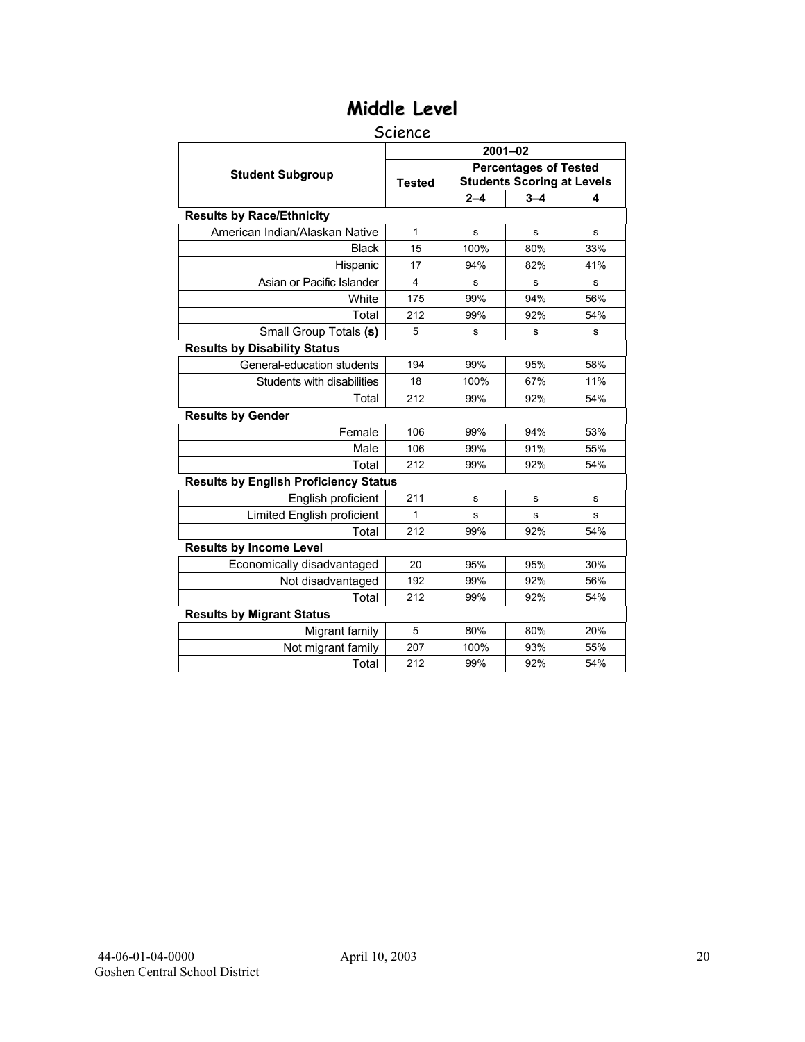# Middle Level

## Science

| Student Subgroup | 2001–02 | | | |
|---|---|---|---|---|
| | Tested | Percentages of Tested Students Scoring at Levels | | |
| | | 2–4 | 3–4 | 4 |
| **Results by Race/Ethnicity** | | | | |
| American Indian/Alaskan Native | 1 | s | s | s |
| Black | 15 | 100% | 80% | 33% |
| Hispanic | 17 | 94% | 82% | 41% |
| Asian or Pacific Islander | 4 | s | s | s |
| White | 175 | 99% | 94% | 56% |
| Total | 212 | 99% | 92% | 54% |
| Small Group Totals **(s)** | 5 | s | s | s |
| **Results by Disability Status** | | | | |
| General-education students | 194 | 99% | 95% | 58% |
| Students with disabilities | 18 | 100% | 67% | 11% |
| Total | 212 | 99% | 92% | 54% |
| **Results by Gender** | | | | |
| Female | 106 | 99% | 94% | 53% |
| Male | 106 | 99% | 91% | 55% |
| Total | 212 | 99% | 92% | 54% |
| **Results by English Proficiency Status** | | | | |
| English proficient | 211 | s | s | s |
| Limited English proficient | 1 | s | s | s |
| Total | 212 | 99% | 92% | 54% |
| **Results by Income Level** | | | | |
| Economically disadvantaged | 20 | 95% | 95% | 30% |
| Not disadvantaged | 192 | 99% | 92% | 56% |
| Total | 212 | 99% | 92% | 54% |
| **Results by Migrant Status** | | | | |
| Migrant family | 5 | 80% | 80% | 20% |
| Not migrant family | 207 | 100% | 93% | 55% |
| Total | 212 | 99% | 92% | 54% |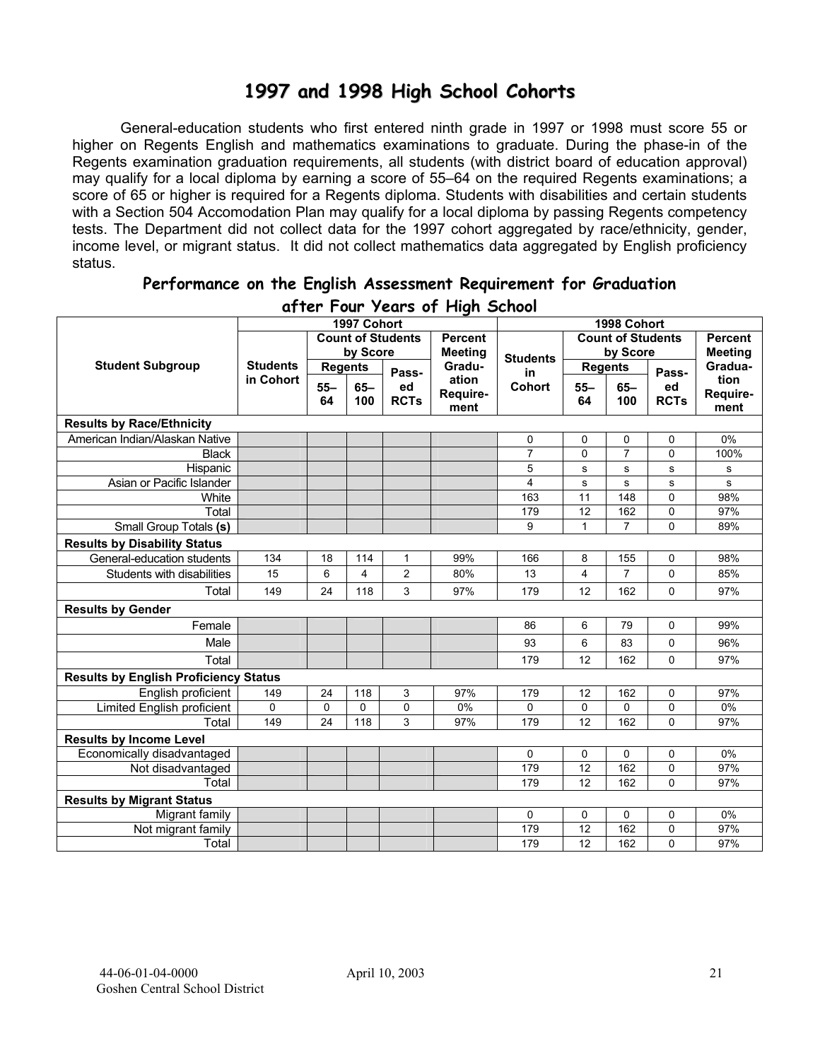# 1997 and 1998 High School Cohorts

General-education students who first entered ninth grade in 1997 or 1998 must score 55 or higher on Regents English and mathematics examinations to graduate. During the phase-in of the Regents examination graduation requirements, all students (with district board of education approval) may qualify for a local diploma by earning a score of 55–64 on the required Regents examinations; a score of 65 or higher is required for a Regents diploma. Students with disabilities and certain students with a Section 504 Accomodation Plan may qualify for a local diploma by passing Regents competency tests. The Department did not collect data for the 1997 cohort aggregated by race/ethnicity, gender, income level, or migrant status. It did not collect mathematics data aggregated by English proficiency status.

## Performance on the English Assessment Requirement for Graduation after Four Years of High School

| Student Subgroup | 1997 Cohort | | | | | 1998 Cohort | | | | |
|---|---|---|---|---|---|---|---|---|---|---|
| | Students in Cohort | Count of Students by Score | | | Percent Meeting Graduation Requirement | Students in Cohort | Count of Students by Score | | | Percent Meeting Graduation Requirement |
| | | Regents | | Passed RCTs | | | Regents | | Passed RCTs | |
| | | 55–64 | 65–100 | | | | 55–64 | 65–100 | | |
| **Results by Race/Ethnicity** | | | | | | | | | | |
| American Indian/Alaskan Native | | | | | | 0 | 0 | 0 | 0 | 0% |
| Black | | | | | | 7 | 0 | 7 | 0 | 100% |
| Hispanic | | | | | | 5 | s | s | s | s |
| Asian or Pacific Islander | | | | | | 4 | s | s | s | s |
| White | | | | | | 163 | 11 | 148 | 0 | 98% |
| Total | | | | | | 179 | 12 | 162 | 0 | 97% |
| Small Group Totals **(s)** | | | | | | 9 | 1 | 7 | 0 | 89% |
| **Results by Disability Status** | | | | | | | | | | |
| General-education students | 134 | 18 | 114 | 1 | 99% | 166 | 8 | 155 | 0 | 98% |
| Students with disabilities | 15 | 6 | 4 | 2 | 80% | 13 | 4 | 7 | 0 | 85% |
| Total | 149 | 24 | 118 | 3 | 97% | 179 | 12 | 162 | 0 | 97% |
| **Results by Gender** | | | | | | | | | | |
| Female | | | | | | 86 | 6 | 79 | 0 | 99% |
| Male | | | | | | 93 | 6 | 83 | 0 | 96% |
| Total | | | | | | 179 | 12 | 162 | 0 | 97% |
| **Results by English Proficiency Status** | | | | | | | | | | |
| English proficient | 149 | 24 | 118 | 3 | 97% | 179 | 12 | 162 | 0 | 97% |
| Limited English proficient | 0 | 0 | 0 | 0 | 0% | 0 | 0 | 0 | 0 | 0% |
| Total | 149 | 24 | 118 | 3 | 97% | 179 | 12 | 162 | 0 | 97% |
| **Results by Income Level** | | | | | | | | | | |
| Economically disadvantaged | | | | | | 0 | 0 | 0 | 0 | 0% |
| Not disadvantaged | | | | | | 179 | 12 | 162 | 0 | 97% |
| Total | | | | | | 179 | 12 | 162 | 0 | 97% |
| **Results by Migrant Status** | | | | | | | | | | |
| Migrant family | | | | | | 0 | 0 | 0 | 0 | 0% |
| Not migrant family | | | | | | 179 | 12 | 162 | 0 | 97% |
| Total | | | | | | 179 | 12 | 162 | 0 | 97% |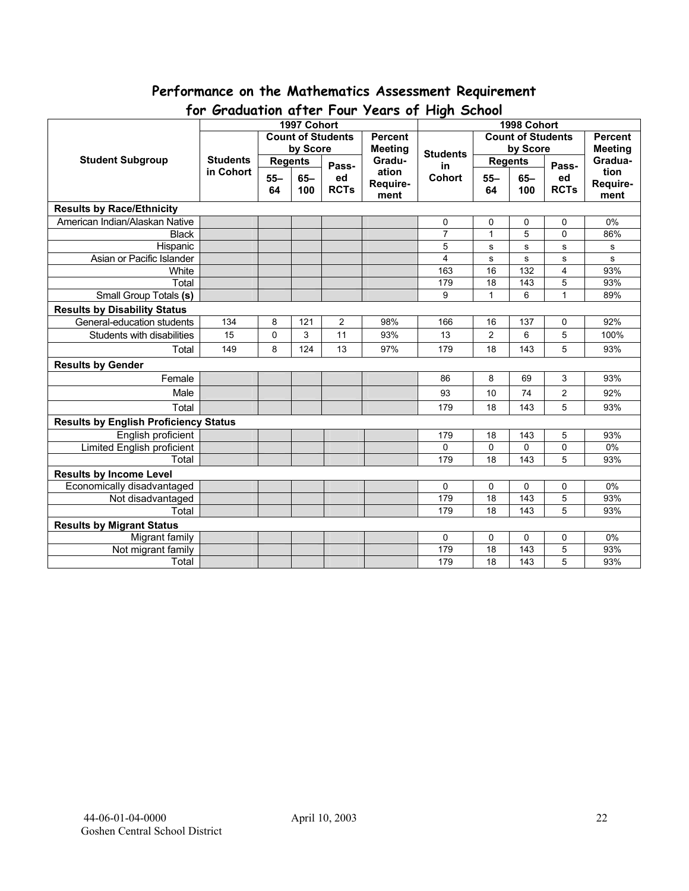## Performance on the Mathematics Assessment Requirement for Graduation after Four Years of High School

| Student Subgroup | 1997 Cohort | | | | | 1998 Cohort | | | | |
|---|---|---|---|---|---|---|---|---|---|---|
| | Students in Cohort | Count of Students by Score | | | Percent Meeting Graduation Requirement | Students in Cohort | Count of Students by Score | | | Percent Meeting Graduation Requirement |
| | | Regents | | Passed RCTs | | | Regents | | Passed RCTs | |
| | | 55–64 | 65–100 | | | | 55–64 | 65–100 | | |
| **Results by Race/Ethnicity** | | | | | | | | | | |
| American Indian/Alaskan Native | | | | | | 0 | 0 | 0 | 0 | 0% |
| Black | | | | | | 7 | 1 | 5 | 0 | 86% |
| Hispanic | | | | | | 5 | s | s | s | s |
| Asian or Pacific Islander | | | | | | 4 | s | s | s | s |
| White | | | | | | 163 | 16 | 132 | 4 | 93% |
| Total | | | | | | 179 | 18 | 143 | 5 | 93% |
| Small Group Totals **(s)** | | | | | | 9 | 1 | 6 | 1 | 89% |
| **Results by Disability Status** | | | | | | | | | | |
| General-education students | 134 | 8 | 121 | 2 | 98% | 166 | 16 | 137 | 0 | 92% |
| Students with disabilities | 15 | 0 | 3 | 11 | 93% | 13 | 2 | 6 | 5 | 100% |
| Total | 149 | 8 | 124 | 13 | 97% | 179 | 18 | 143 | 5 | 93% |
| **Results by Gender** | | | | | | | | | | |
| Female | | | | | | 86 | 8 | 69 | 3 | 93% |
| Male | | | | | | 93 | 10 | 74 | 2 | 92% |
| Total | | | | | | 179 | 18 | 143 | 5 | 93% |
| **Results by English Proficiency Status** | | | | | | | | | | |
| English proficient | | | | | | 179 | 18 | 143 | 5 | 93% |
| Limited English proficient | | | | | | 0 | 0 | 0 | 0 | 0% |
| Total | | | | | | 179 | 18 | 143 | 5 | 93% |
| **Results by Income Level** | | | | | | | | | | |
| Economically disadvantaged | | | | | | 0 | 0 | 0 | 0 | 0% |
| Not disadvantaged | | | | | | 179 | 18 | 143 | 5 | 93% |
| Total | | | | | | 179 | 18 | 143 | 5 | 93% |
| **Results by Migrant Status** | | | | | | | | | | |
| Migrant family | | | | | | 0 | 0 | 0 | 0 | 0% |
| Not migrant family | | | | | | 179 | 18 | 143 | 5 | 93% |
| Total | | | | | | 179 | 18 | 143 | 5 | 93% |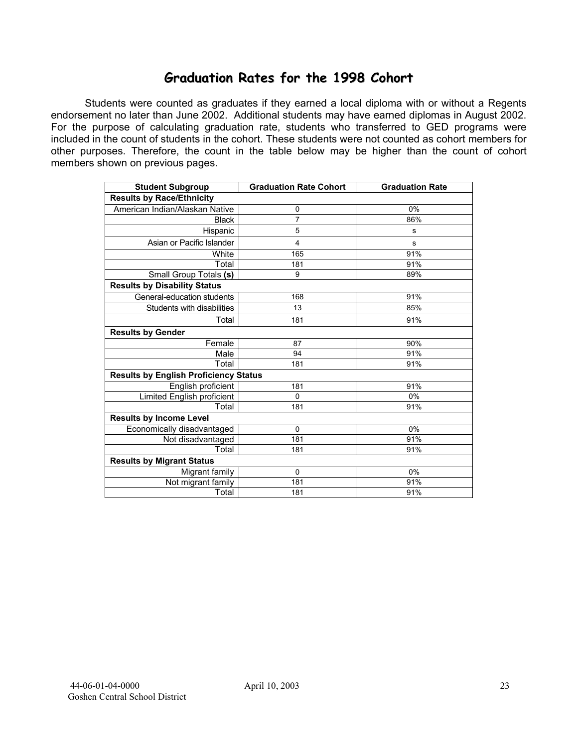# Graduation Rates for the 1998 Cohort

Students were counted as graduates if they earned a local diploma with or without a Regents endorsement no later than June 2002. Additional students may have earned diplomas in August 2002. For the purpose of calculating graduation rate, students who transferred to GED programs were included in the count of students in the cohort. These students were not counted as cohort members for other purposes. Therefore, the count in the table below may be higher than the count of cohort members shown on previous pages.

| Student Subgroup | Graduation Rate Cohort | Graduation Rate |
|---|---|---|
| **Results by Race/Ethnicity** | | |
| American Indian/Alaskan Native | 0 | 0% |
| Black | 7 | 86% |
| Hispanic | 5 | s |
| Asian or Pacific Islander | 4 | s |
| White | 165 | 91% |
| Total | 181 | 91% |
| Small Group Totals **(s)** | 9 | 89% |
| **Results by Disability Status** | | |
| General-education students | 168 | 91% |
| Students with disabilities | 13 | 85% |
| Total | 181 | 91% |
| **Results by Gender** | | |
| Female | 87 | 90% |
| Male | 94 | 91% |
| Total | 181 | 91% |
| **Results by English Proficiency Status** | | |
| English proficient | 181 | 91% |
| Limited English proficient | 0 | 0% |
| Total | 181 | 91% |
| **Results by Income Level** | | |
| Economically disadvantaged | 0 | 0% |
| Not disadvantaged | 181 | 91% |
| Total | 181 | 91% |
| **Results by Migrant Status** | | |
| Migrant family | 0 | 0% |
| Not migrant family | 181 | 91% |
| Total | 181 | 91% |

44-06-01-04-0000
Goshen Central School District

April 10, 2003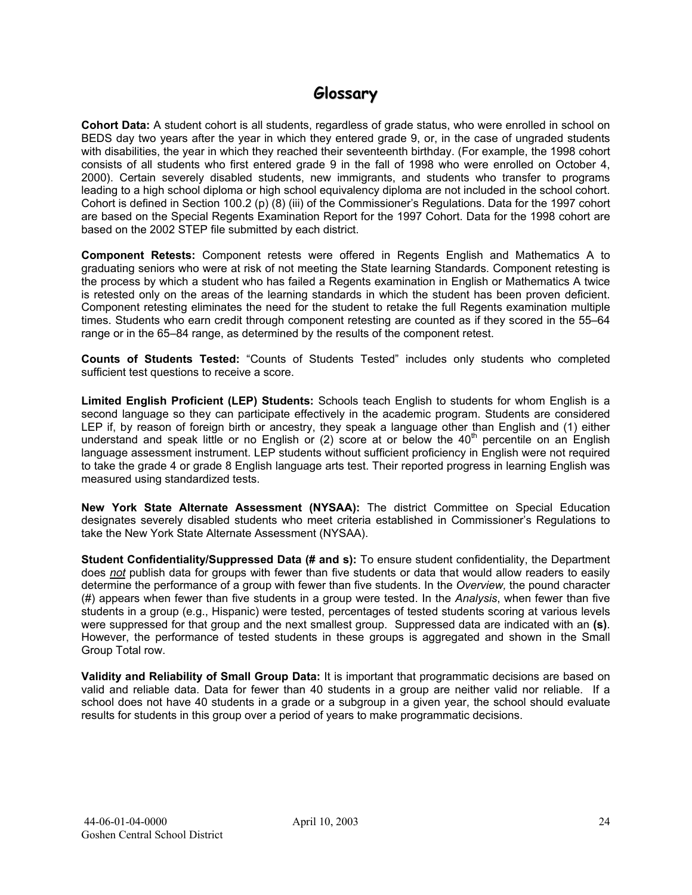# Glossary

**Cohort Data:** A student cohort is all students, regardless of grade status, who were enrolled in school on BEDS day two years after the year in which they entered grade 9, or, in the case of ungraded students with disabilities, the year in which they reached their seventeenth birthday. (For example, the 1998 cohort consists of all students who first entered grade 9 in the fall of 1998 who were enrolled on October 4, 2000). Certain severely disabled students, new immigrants, and students who transfer to programs leading to a high school diploma or high school equivalency diploma are not included in the school cohort. Cohort is defined in Section 100.2 (p) (8) (iii) of the Commissioner's Regulations. Data for the 1997 cohort are based on the Special Regents Examination Report for the 1997 Cohort. Data for the 1998 cohort are based on the 2002 STEP file submitted by each district.

**Component Retests:** Component retests were offered in Regents English and Mathematics A to graduating seniors who were at risk of not meeting the State learning Standards. Component retesting is the process by which a student who has failed a Regents examination in English or Mathematics A twice is retested only on the areas of the learning standards in which the student has been proven deficient. Component retesting eliminates the need for the student to retake the full Regents examination multiple times. Students who earn credit through component retesting are counted as if they scored in the 55–64 range or in the 65–84 range, as determined by the results of the component retest.

**Counts of Students Tested:** "Counts of Students Tested" includes only students who completed sufficient test questions to receive a score.

**Limited English Proficient (LEP) Students:** Schools teach English to students for whom English is a second language so they can participate effectively in the academic program. Students are considered LEP if, by reason of foreign birth or ancestry, they speak a language other than English and (1) either understand and speak little or no English or (2) score at or below the 40th percentile on an English language assessment instrument. LEP students without sufficient proficiency in English were not required to take the grade 4 or grade 8 English language arts test. Their reported progress in learning English was measured using standardized tests.

**New York State Alternate Assessment (NYSAA):** The district Committee on Special Education designates severely disabled students who meet criteria established in Commissioner's Regulations to take the New York State Alternate Assessment (NYSAA).

**Student Confidentiality/Suppressed Data (# and s):** To ensure student confidentiality, the Department does *not* publish data for groups with fewer than five students or data that would allow readers to easily determine the performance of a group with fewer than five students. In the *Overview,* the pound character (#) appears when fewer than five students in a group were tested. In the *Analysis*, when fewer than five students in a group (e.g., Hispanic) were tested, percentages of tested students scoring at various levels were suppressed for that group and the next smallest group. Suppressed data are indicated with an **(s)**. However, the performance of tested students in these groups is aggregated and shown in the Small Group Total row.

**Validity and Reliability of Small Group Data:** It is important that programmatic decisions are based on valid and reliable data. Data for fewer than 40 students in a group are neither valid nor reliable. If a school does not have 40 students in a grade or a subgroup in a given year, the school should evaluate results for students in this group over a period of years to make programmatic decisions.